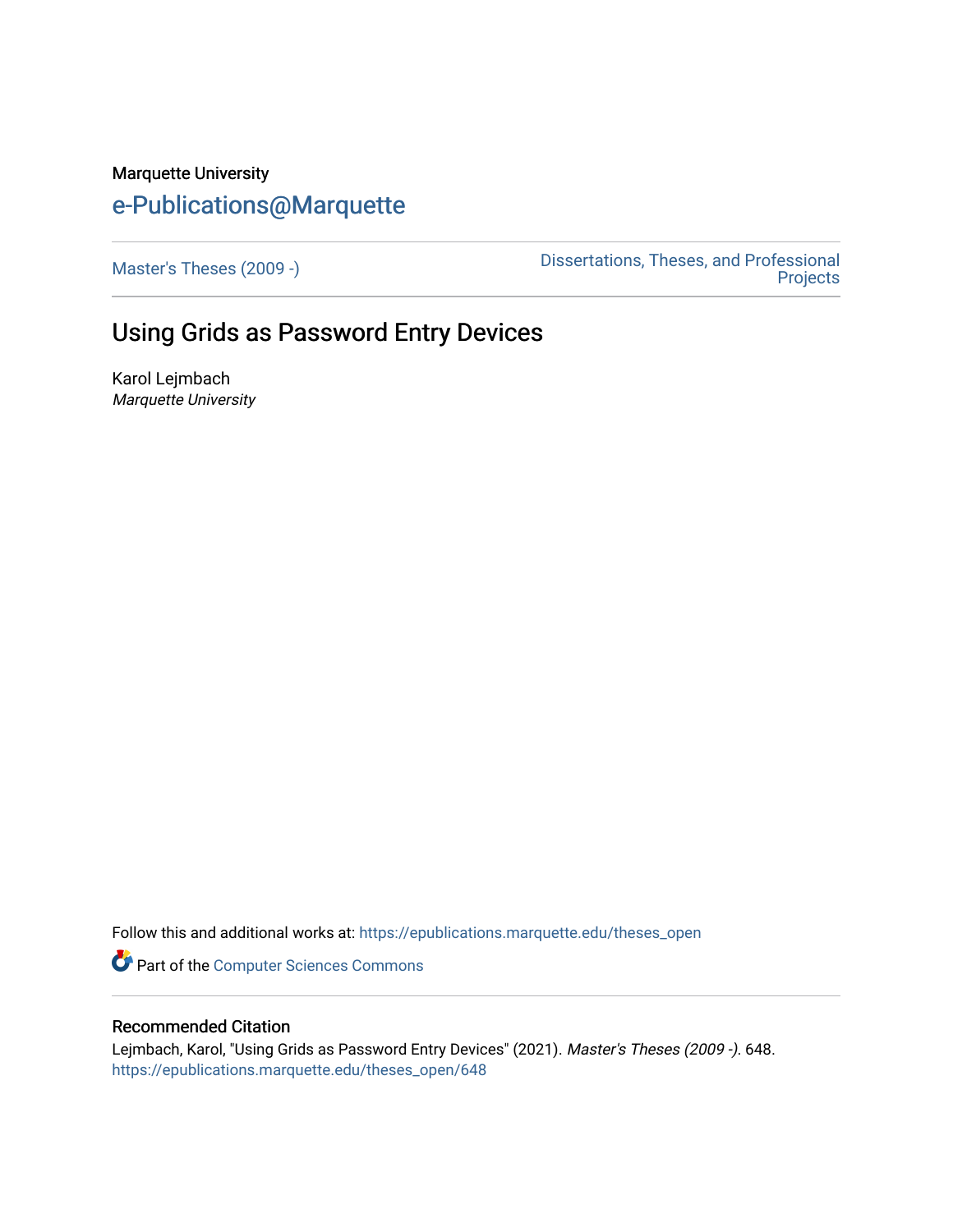Marquette University

# e-Publications@Marquette

Master's Theses (2009 -)

Dissertations, Theses, and Professional Projects

## Using Grids as Password Entry Devices

Karol Lejmbach

*Marquette University*

Follow this and additional works at: https://epublications.marquette.edu/theses_open

Part of the Computer Sciences Commons

### Recommended Citation

Lejmbach, Karol, "Using Grids as Password Entry Devices" (2021). *Master's Theses (2009 -)*. 648.
https://epublications.marquette.edu/theses_open/648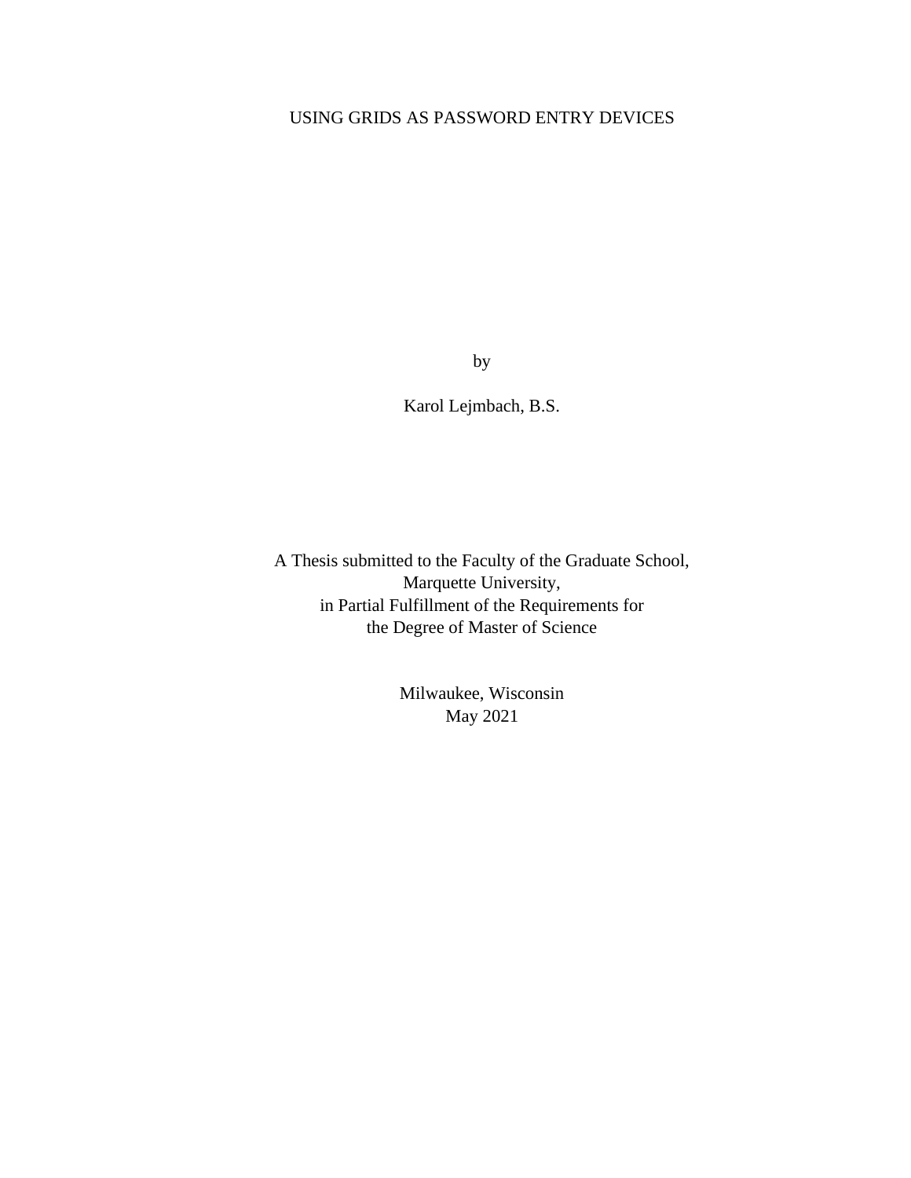# USING GRIDS AS PASSWORD ENTRY DEVICES

by

Karol Lejmbach, B.S.

A Thesis submitted to the Faculty of the Graduate School,
Marquette University,
in Partial Fulfillment of the Requirements for
the Degree of Master of Science

Milwaukee, Wisconsin
May 2021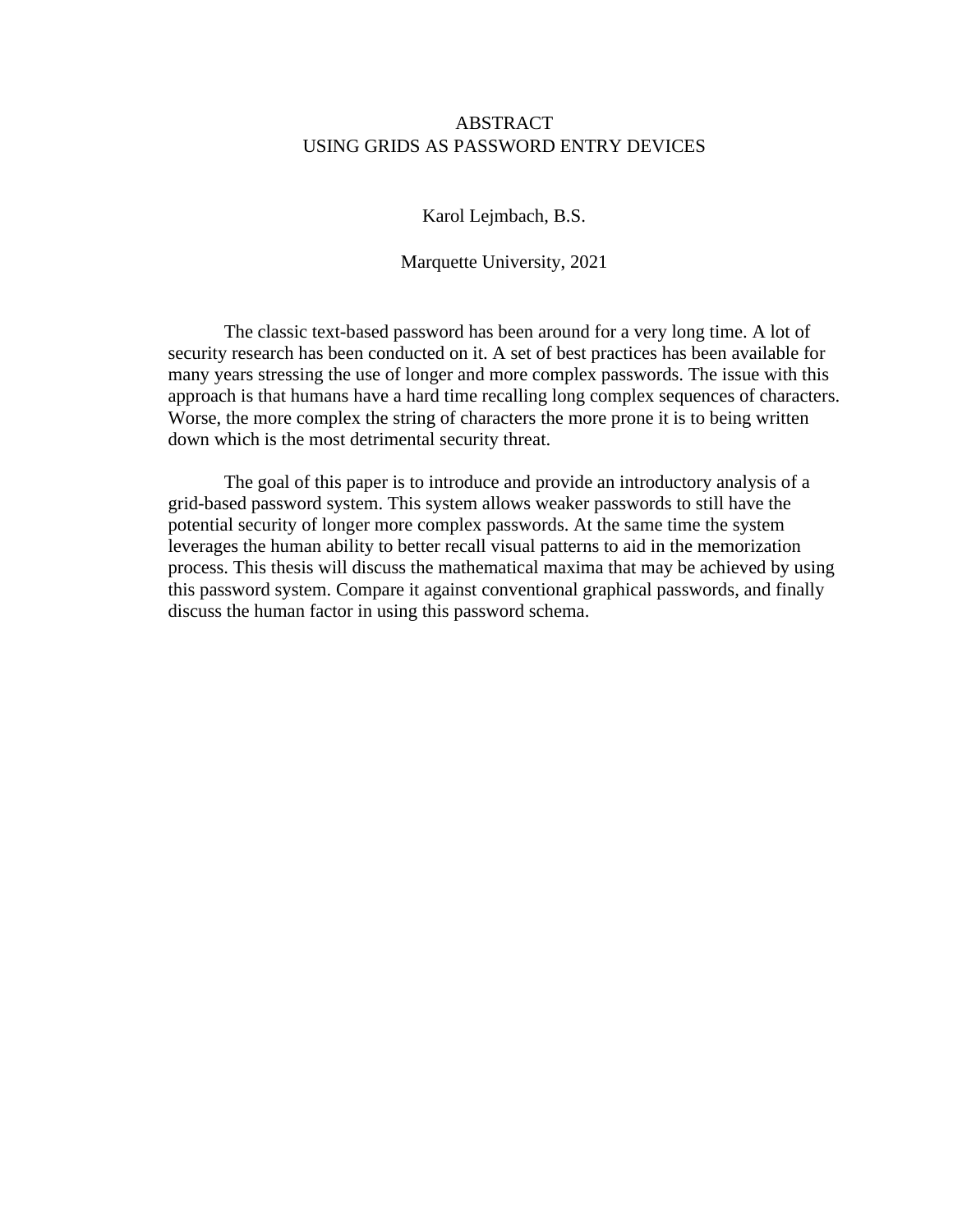# ABSTRACT
# USING GRIDS AS PASSWORD ENTRY DEVICES

Karol Lejmbach, B.S.

Marquette University, 2021

The classic text-based password has been around for a very long time. A lot of security research has been conducted on it. A set of best practices has been available for many years stressing the use of longer and more complex passwords. The issue with this approach is that humans have a hard time recalling long complex sequences of characters. Worse, the more complex the string of characters the more prone it is to being written down which is the most detrimental security threat.

The goal of this paper is to introduce and provide an introductory analysis of a grid-based password system. This system allows weaker passwords to still have the potential security of longer more complex passwords. At the same time the system leverages the human ability to better recall visual patterns to aid in the memorization process. This thesis will discuss the mathematical maxima that may be achieved by using this password system. Compare it against conventional graphical passwords, and finally discuss the human factor in using this password schema.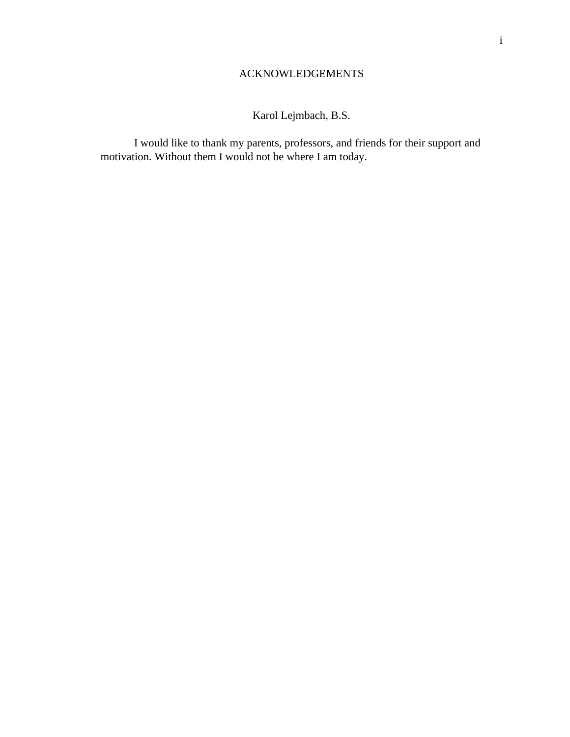# ACKNOWLEDGEMENTS

Karol Lejmbach, B.S.

I would like to thank my parents, professors, and friends for their support and motivation. Without them I would not be where I am today.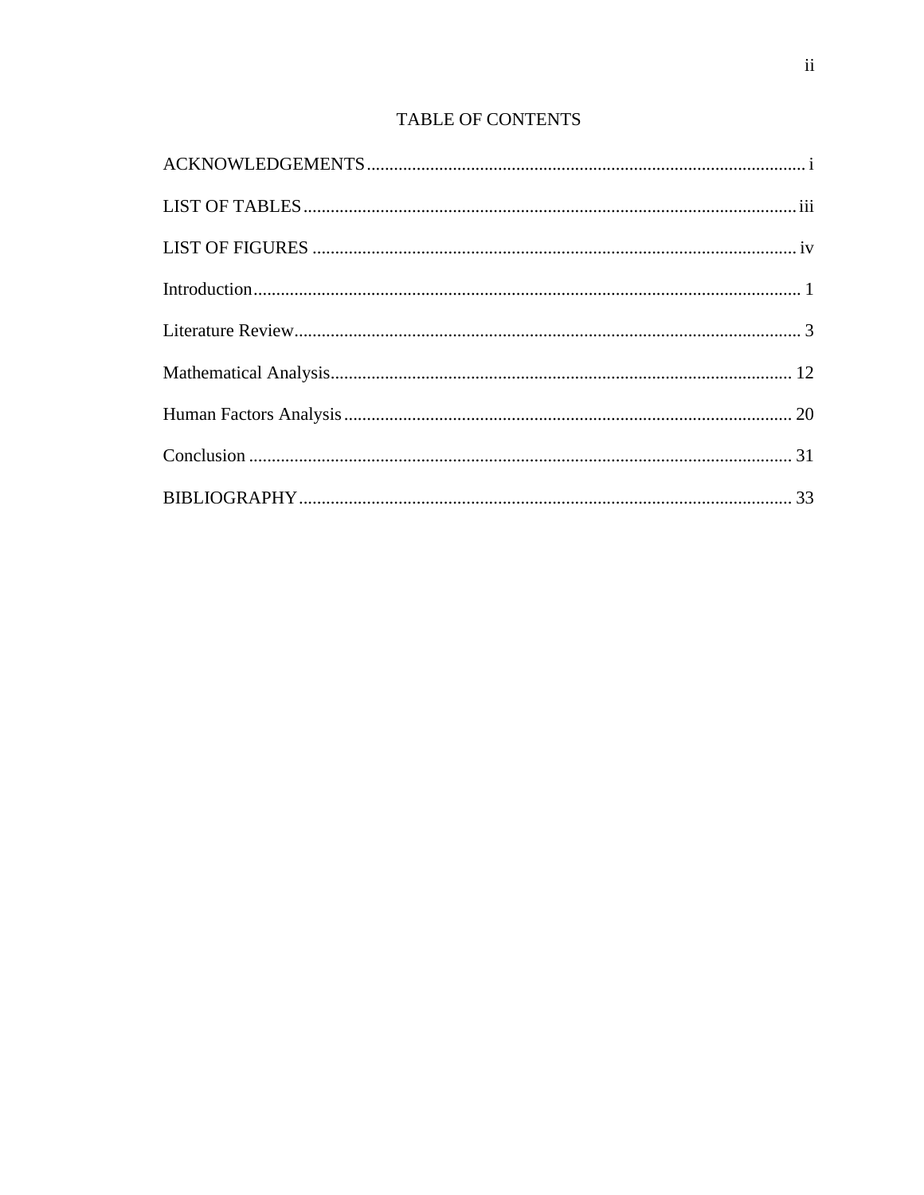# TABLE OF CONTENTS

ACKNOWLEDGEMENTS ........................................................................................................ i

LIST OF TABLES ............................................................................................................ iii

LIST OF FIGURES .......................................................................................................... iv

Introduction ....................................................................................................................... 1

Literature Review ............................................................................................................... 3

Mathematical Analysis ..................................................................................................... 12

Human Factors Analysis .................................................................................................. 20

Conclusion ....................................................................................................................... 31

BIBLIOGRAPHY ............................................................................................................. 33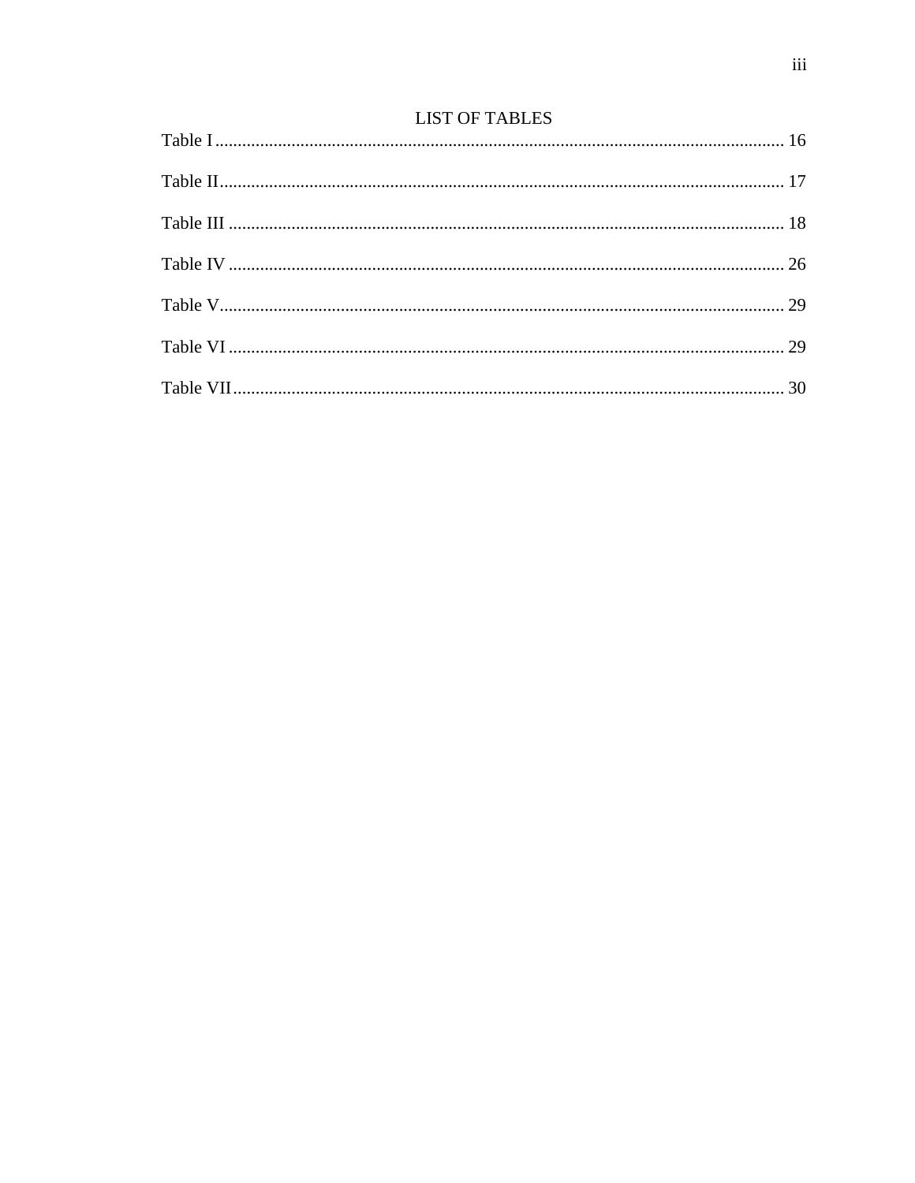# LIST OF TABLES

Table I ............................................................................................................................ 16

Table II ........................................................................................................................... 17

Table III .......................................................................................................................... 18

Table IV .......................................................................................................................... 26

Table V ........................................................................................................................... 29

Table VI .......................................................................................................................... 29

Table VII ......................................................................................................................... 30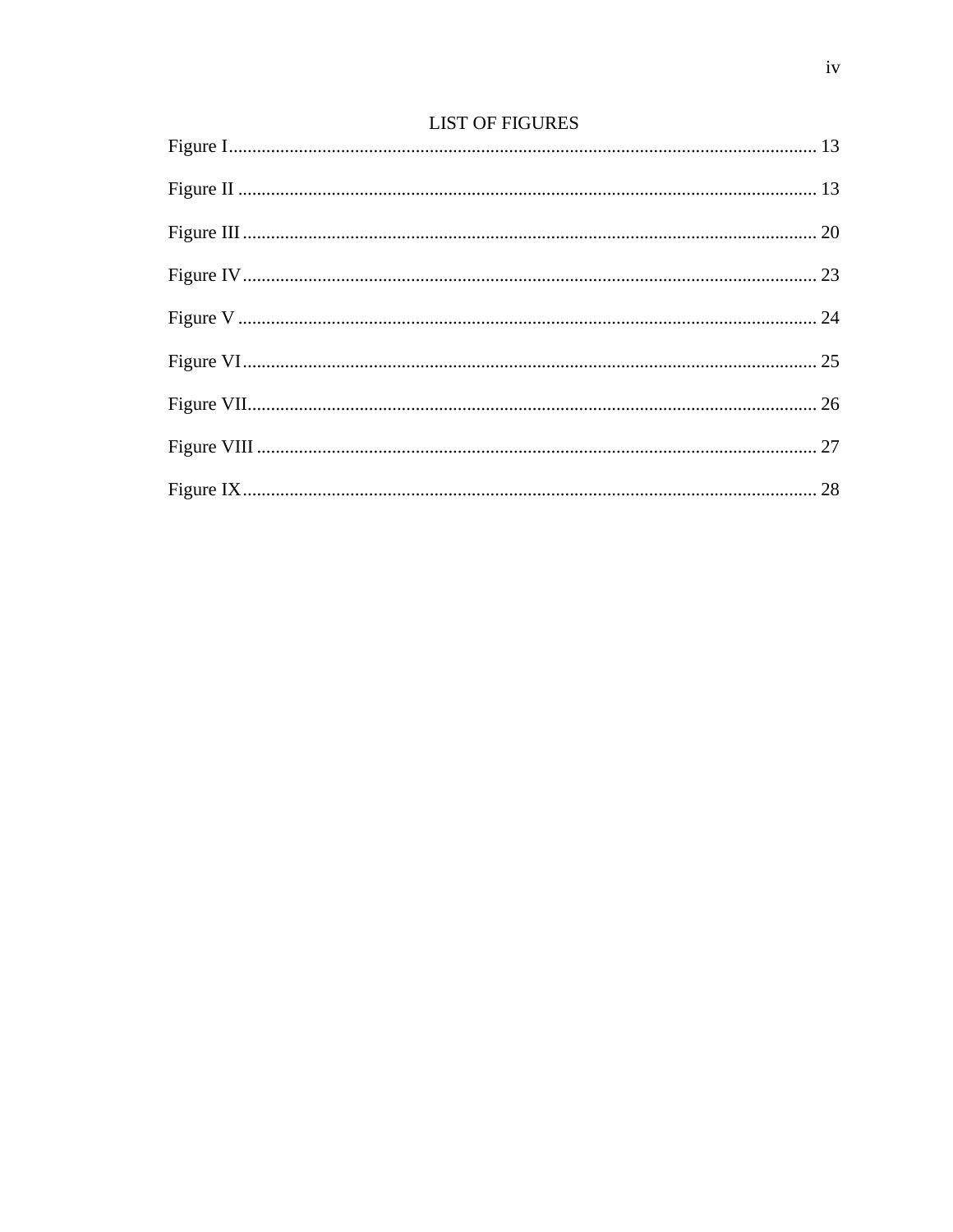# LIST OF FIGURES

Figure I............................................................................................................................. 13

Figure II ........................................................................................................................... 13

Figure III .......................................................................................................................... 20

Figure IV .......................................................................................................................... 23

Figure V ........................................................................................................................... 24

Figure VI .......................................................................................................................... 25

Figure VII......................................................................................................................... 26

Figure VIII ....................................................................................................................... 27

Figure IX .......................................................................................................................... 28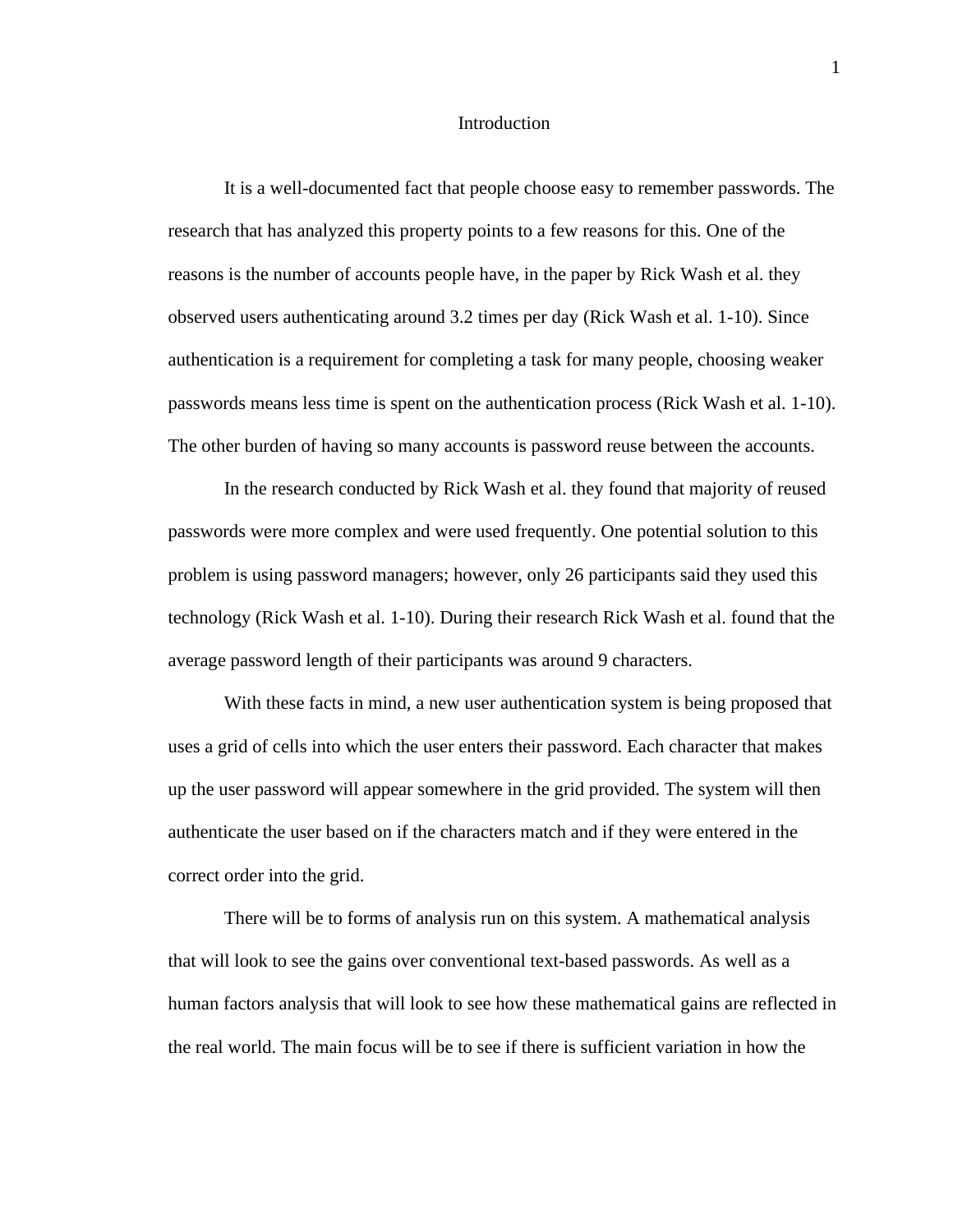# Introduction

It is a well-documented fact that people choose easy to remember passwords. The research that has analyzed this property points to a few reasons for this. One of the reasons is the number of accounts people have, in the paper by Rick Wash et al. they observed users authenticating around 3.2 times per day (Rick Wash et al. 1-10). Since authentication is a requirement for completing a task for many people, choosing weaker passwords means less time is spent on the authentication process (Rick Wash et al. 1-10). The other burden of having so many accounts is password reuse between the accounts.

In the research conducted by Rick Wash et al. they found that majority of reused passwords were more complex and were used frequently. One potential solution to this problem is using password managers; however, only 26 participants said they used this technology (Rick Wash et al. 1-10). During their research Rick Wash et al. found that the average password length of their participants was around 9 characters.

With these facts in mind, a new user authentication system is being proposed that uses a grid of cells into which the user enters their password. Each character that makes up the user password will appear somewhere in the grid provided. The system will then authenticate the user based on if the characters match and if they were entered in the correct order into the grid.

There will be to forms of analysis run on this system. A mathematical analysis that will look to see the gains over conventional text-based passwords. As well as a human factors analysis that will look to see how these mathematical gains are reflected in the real world. The main focus will be to see if there is sufficient variation in how the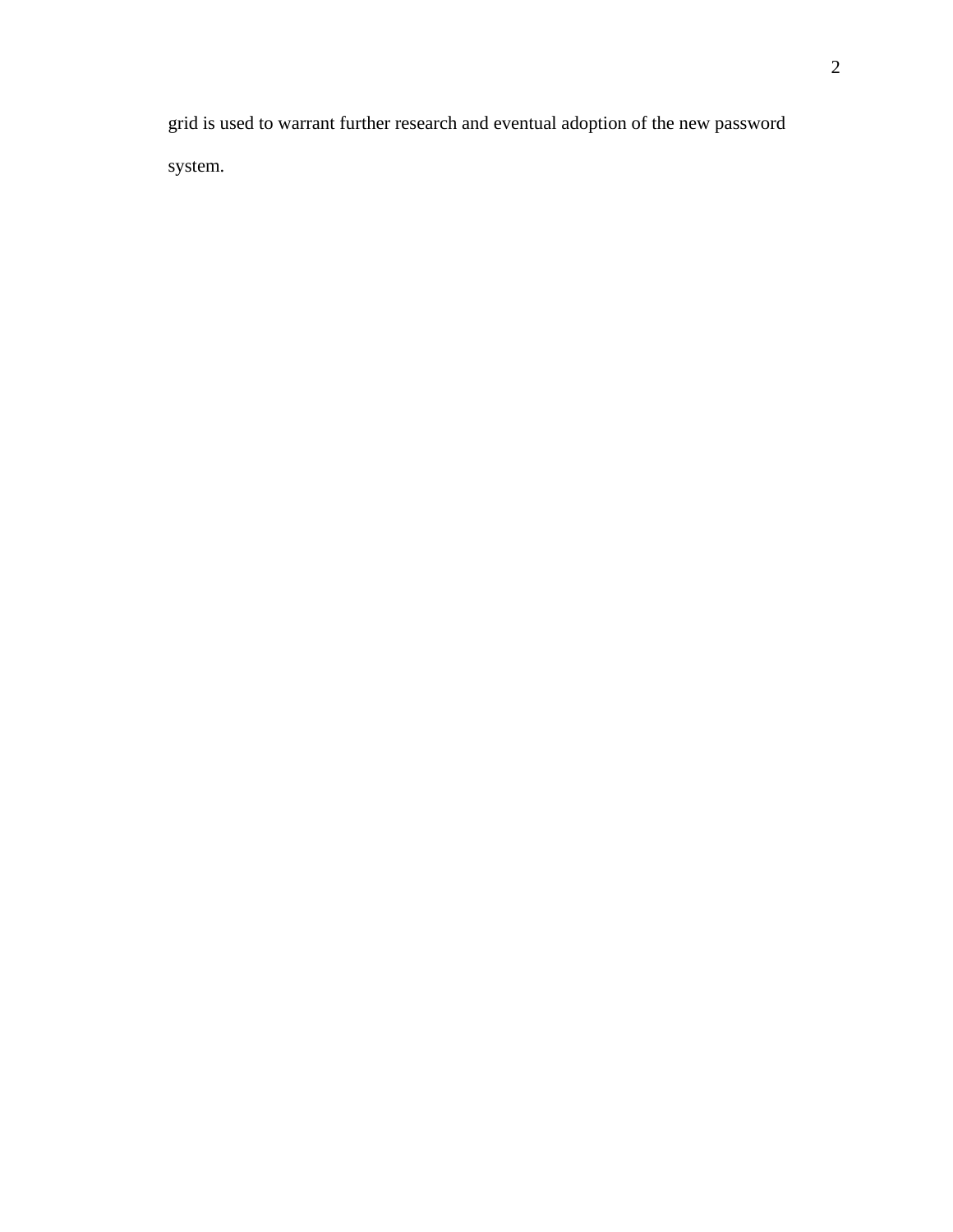grid is used to warrant further research and eventual adoption of the new password system.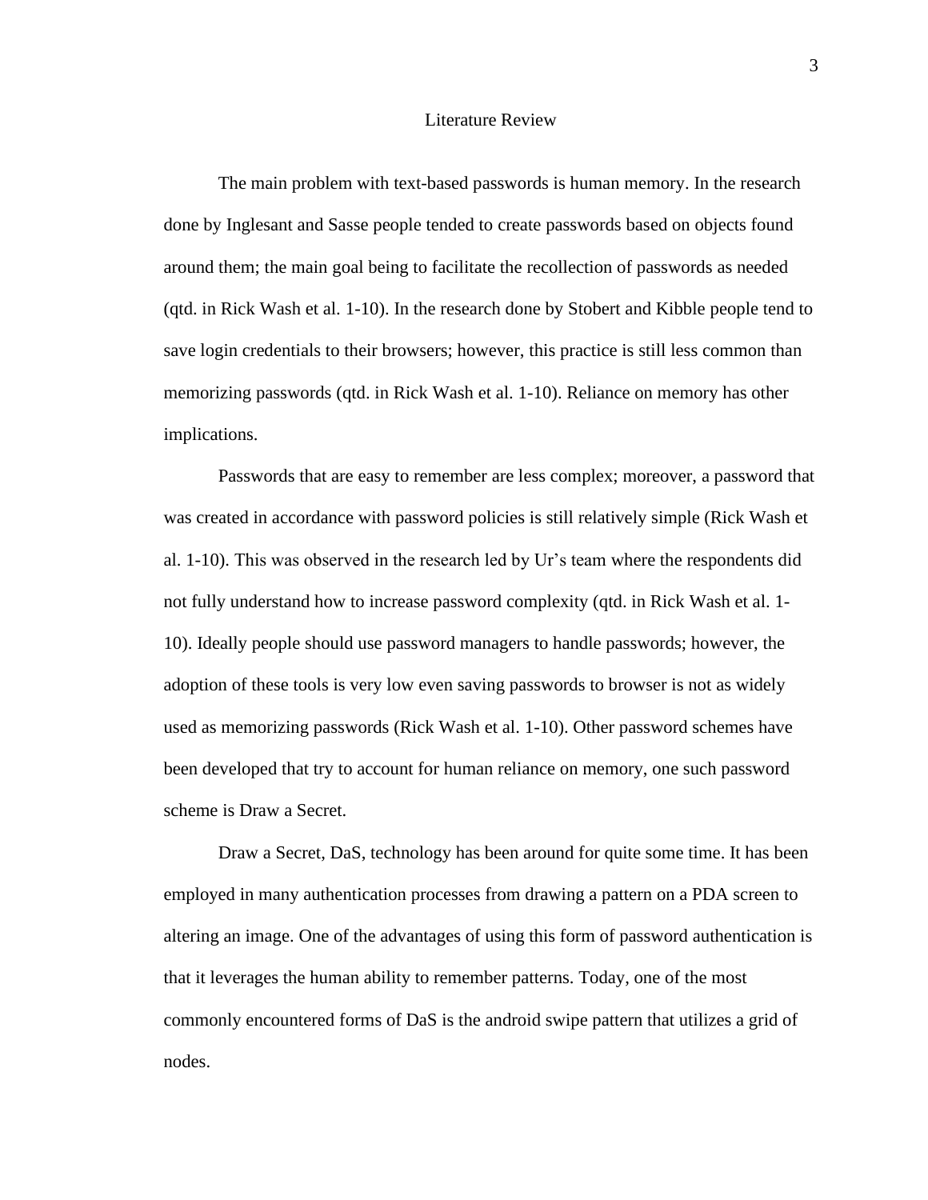# Literature Review

The main problem with text-based passwords is human memory. In the research done by Inglesant and Sasse people tended to create passwords based on objects found around them; the main goal being to facilitate the recollection of passwords as needed (qtd. in Rick Wash et al. 1-10). In the research done by Stobert and Kibble people tend to save login credentials to their browsers; however, this practice is still less common than memorizing passwords (qtd. in Rick Wash et al. 1-10). Reliance on memory has other implications.

Passwords that are easy to remember are less complex; moreover, a password that was created in accordance with password policies is still relatively simple (Rick Wash et al. 1-10). This was observed in the research led by Ur's team where the respondents did not fully understand how to increase password complexity (qtd. in Rick Wash et al. 1-10). Ideally people should use password managers to handle passwords; however, the adoption of these tools is very low even saving passwords to browser is not as widely used as memorizing passwords (Rick Wash et al. 1-10). Other password schemes have been developed that try to account for human reliance on memory, one such password scheme is Draw a Secret.

Draw a Secret, DaS, technology has been around for quite some time. It has been employed in many authentication processes from drawing a pattern on a PDA screen to altering an image. One of the advantages of using this form of password authentication is that it leverages the human ability to remember patterns. Today, one of the most commonly encountered forms of DaS is the android swipe pattern that utilizes a grid of nodes.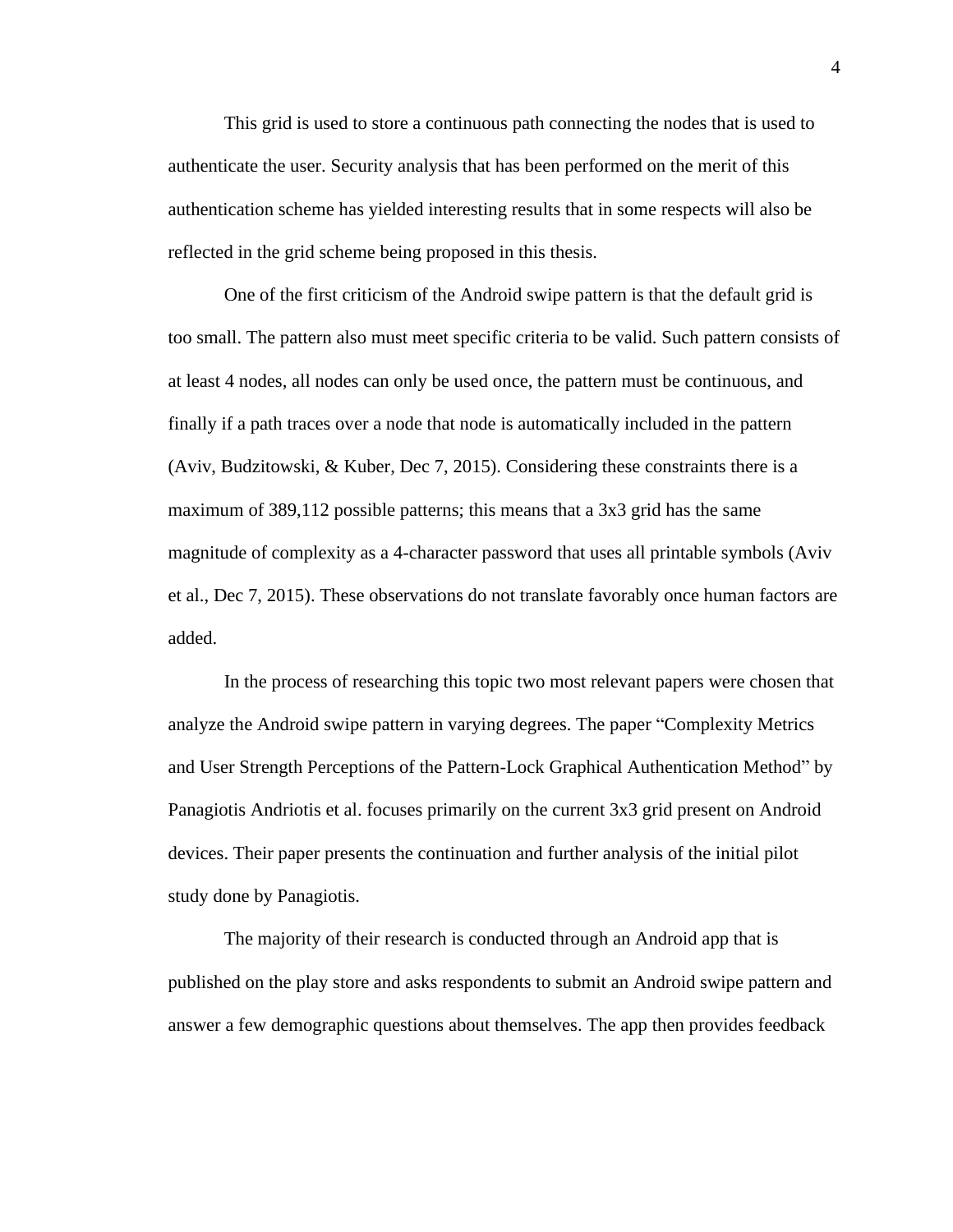This grid is used to store a continuous path connecting the nodes that is used to authenticate the user. Security analysis that has been performed on the merit of this authentication scheme has yielded interesting results that in some respects will also be reflected in the grid scheme being proposed in this thesis.

One of the first criticism of the Android swipe pattern is that the default grid is too small. The pattern also must meet specific criteria to be valid. Such pattern consists of at least 4 nodes, all nodes can only be used once, the pattern must be continuous, and finally if a path traces over a node that node is automatically included in the pattern (Aviv, Budzitowski, & Kuber, Dec 7, 2015). Considering these constraints there is a maximum of 389,112 possible patterns; this means that a 3x3 grid has the same magnitude of complexity as a 4-character password that uses all printable symbols (Aviv et al., Dec 7, 2015). These observations do not translate favorably once human factors are added.

In the process of researching this topic two most relevant papers were chosen that analyze the Android swipe pattern in varying degrees. The paper "Complexity Metrics and User Strength Perceptions of the Pattern-Lock Graphical Authentication Method" by Panagiotis Andriotis et al. focuses primarily on the current 3x3 grid present on Android devices. Their paper presents the continuation and further analysis of the initial pilot study done by Panagiotis.

The majority of their research is conducted through an Android app that is published on the play store and asks respondents to submit an Android swipe pattern and answer a few demographic questions about themselves. The app then provides feedback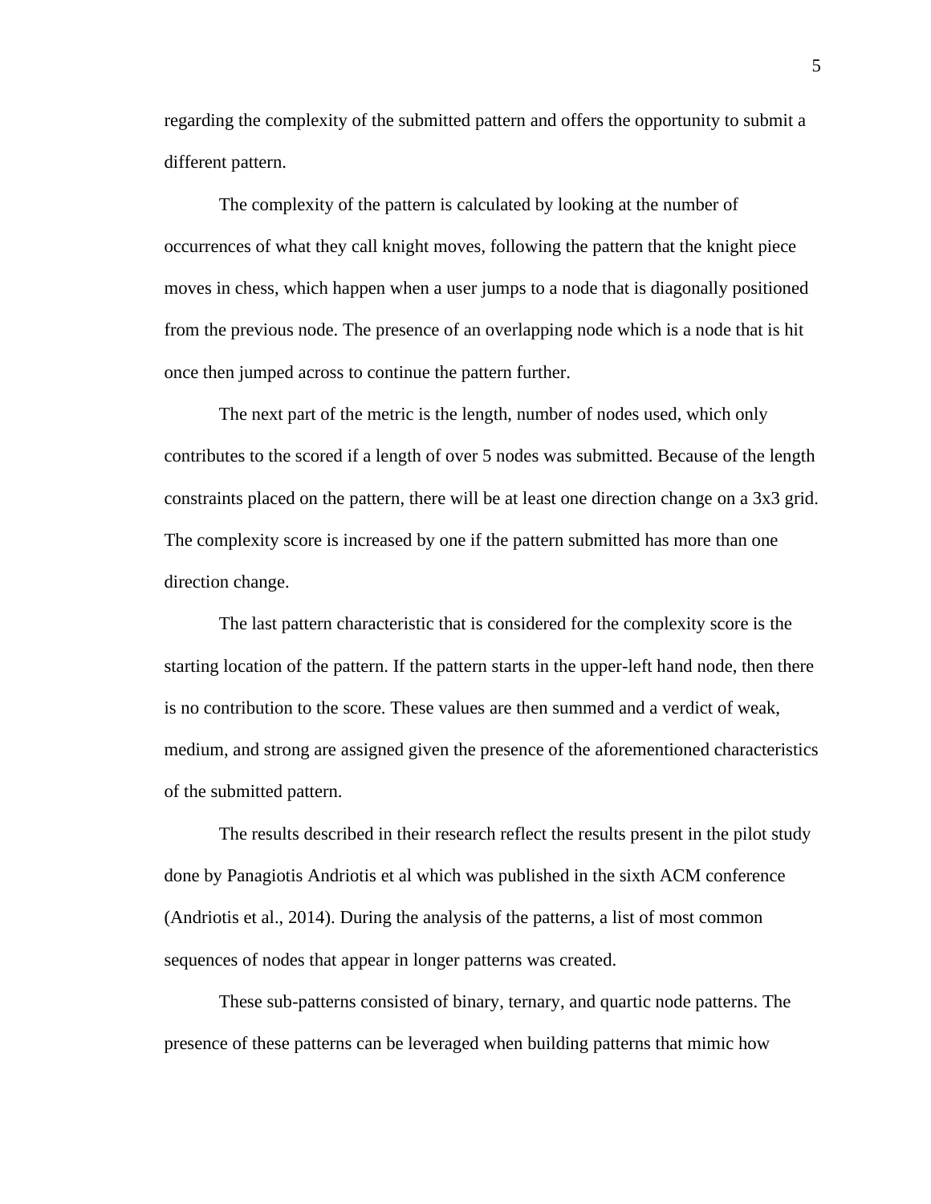regarding the complexity of the submitted pattern and offers the opportunity to submit a different pattern.

The complexity of the pattern is calculated by looking at the number of occurrences of what they call knight moves, following the pattern that the knight piece moves in chess, which happen when a user jumps to a node that is diagonally positioned from the previous node. The presence of an overlapping node which is a node that is hit once then jumped across to continue the pattern further.

The next part of the metric is the length, number of nodes used, which only contributes to the scored if a length of over 5 nodes was submitted. Because of the length constraints placed on the pattern, there will be at least one direction change on a 3x3 grid. The complexity score is increased by one if the pattern submitted has more than one direction change.

The last pattern characteristic that is considered for the complexity score is the starting location of the pattern. If the pattern starts in the upper-left hand node, then there is no contribution to the score. These values are then summed and a verdict of weak, medium, and strong are assigned given the presence of the aforementioned characteristics of the submitted pattern.

The results described in their research reflect the results present in the pilot study done by Panagiotis Andriotis et al which was published in the sixth ACM conference (Andriotis et al., 2014). During the analysis of the patterns, a list of most common sequences of nodes that appear in longer patterns was created.

These sub-patterns consisted of binary, ternary, and quartic node patterns. The presence of these patterns can be leveraged when building patterns that mimic how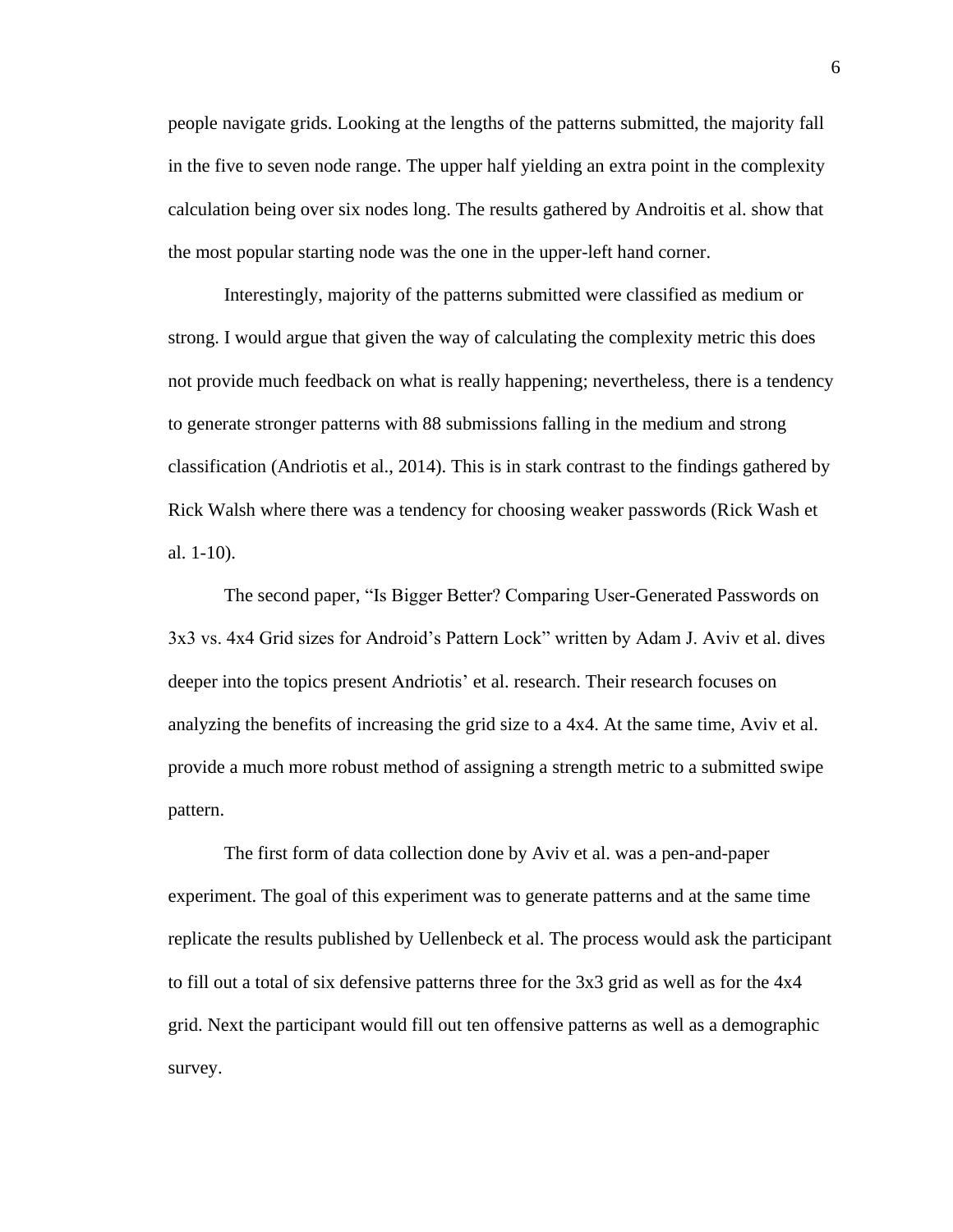people navigate grids. Looking at the lengths of the patterns submitted, the majority fall in the five to seven node range. The upper half yielding an extra point in the complexity calculation being over six nodes long. The results gathered by Androitis et al. show that the most popular starting node was the one in the upper-left hand corner.

Interestingly, majority of the patterns submitted were classified as medium or strong. I would argue that given the way of calculating the complexity metric this does not provide much feedback on what is really happening; nevertheless, there is a tendency to generate stronger patterns with 88 submissions falling in the medium and strong classification (Andriotis et al., 2014). This is in stark contrast to the findings gathered by Rick Walsh where there was a tendency for choosing weaker passwords (Rick Wash et al. 1-10).

The second paper, "Is Bigger Better? Comparing User-Generated Passwords on 3x3 vs. 4x4 Grid sizes for Android's Pattern Lock" written by Adam J. Aviv et al. dives deeper into the topics present Andriotis' et al. research. Their research focuses on analyzing the benefits of increasing the grid size to a 4x4. At the same time, Aviv et al. provide a much more robust method of assigning a strength metric to a submitted swipe pattern.

The first form of data collection done by Aviv et al. was a pen-and-paper experiment. The goal of this experiment was to generate patterns and at the same time replicate the results published by Uellenbeck et al. The process would ask the participant to fill out a total of six defensive patterns three for the 3x3 grid as well as for the 4x4 grid. Next the participant would fill out ten offensive patterns as well as a demographic survey.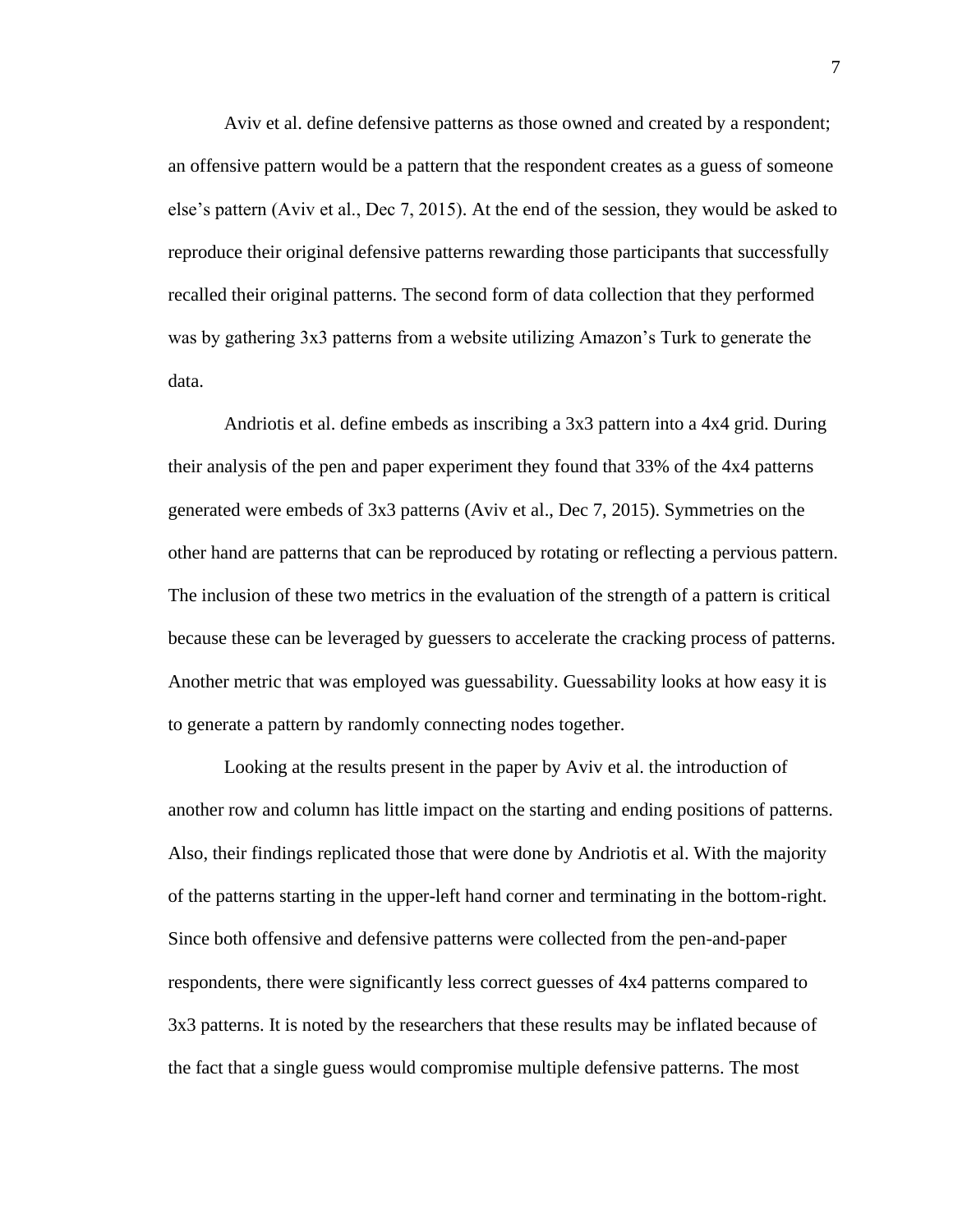Aviv et al. define defensive patterns as those owned and created by a respondent; an offensive pattern would be a pattern that the respondent creates as a guess of someone else's pattern (Aviv et al., Dec 7, 2015). At the end of the session, they would be asked to reproduce their original defensive patterns rewarding those participants that successfully recalled their original patterns. The second form of data collection that they performed was by gathering 3x3 patterns from a website utilizing Amazon's Turk to generate the data.

Andriotis et al. define embeds as inscribing a 3x3 pattern into a 4x4 grid. During their analysis of the pen and paper experiment they found that 33% of the 4x4 patterns generated were embeds of 3x3 patterns (Aviv et al., Dec 7, 2015). Symmetries on the other hand are patterns that can be reproduced by rotating or reflecting a pervious pattern. The inclusion of these two metrics in the evaluation of the strength of a pattern is critical because these can be leveraged by guessers to accelerate the cracking process of patterns. Another metric that was employed was guessability. Guessability looks at how easy it is to generate a pattern by randomly connecting nodes together.

Looking at the results present in the paper by Aviv et al. the introduction of another row and column has little impact on the starting and ending positions of patterns. Also, their findings replicated those that were done by Andriotis et al. With the majority of the patterns starting in the upper-left hand corner and terminating in the bottom-right. Since both offensive and defensive patterns were collected from the pen-and-paper respondents, there were significantly less correct guesses of 4x4 patterns compared to 3x3 patterns. It is noted by the researchers that these results may be inflated because of the fact that a single guess would compromise multiple defensive patterns. The most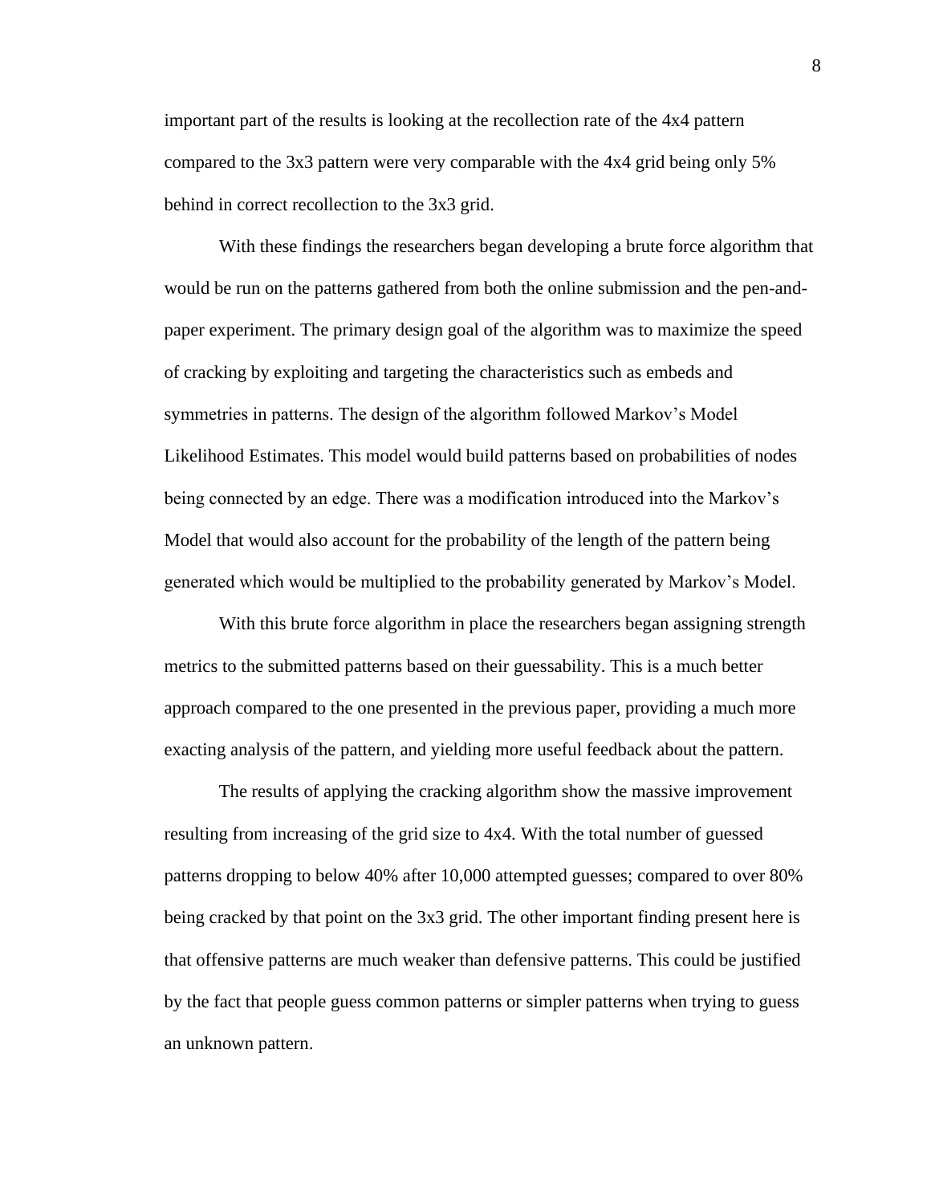important part of the results is looking at the recollection rate of the 4x4 pattern compared to the 3x3 pattern were very comparable with the 4x4 grid being only 5% behind in correct recollection to the 3x3 grid.

With these findings the researchers began developing a brute force algorithm that would be run on the patterns gathered from both the online submission and the pen-and-paper experiment. The primary design goal of the algorithm was to maximize the speed of cracking by exploiting and targeting the characteristics such as embeds and symmetries in patterns. The design of the algorithm followed Markov's Model Likelihood Estimates. This model would build patterns based on probabilities of nodes being connected by an edge. There was a modification introduced into the Markov's Model that would also account for the probability of the length of the pattern being generated which would be multiplied to the probability generated by Markov's Model.

With this brute force algorithm in place the researchers began assigning strength metrics to the submitted patterns based on their guessability. This is a much better approach compared to the one presented in the previous paper, providing a much more exacting analysis of the pattern, and yielding more useful feedback about the pattern.

The results of applying the cracking algorithm show the massive improvement resulting from increasing of the grid size to 4x4. With the total number of guessed patterns dropping to below 40% after 10,000 attempted guesses; compared to over 80% being cracked by that point on the 3x3 grid. The other important finding present here is that offensive patterns are much weaker than defensive patterns. This could be justified by the fact that people guess common patterns or simpler patterns when trying to guess an unknown pattern.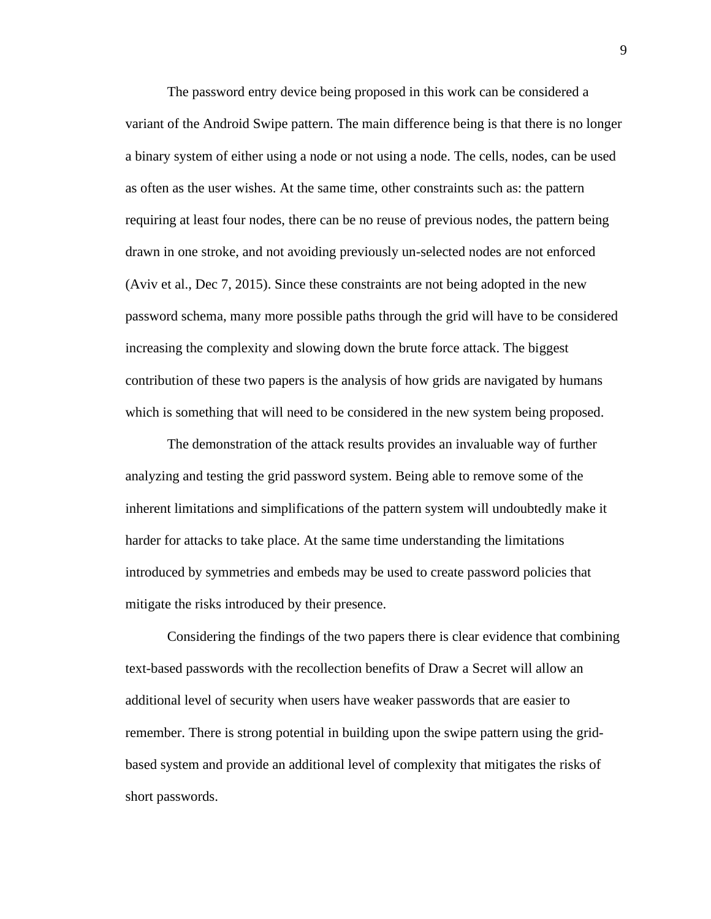The password entry device being proposed in this work can be considered a variant of the Android Swipe pattern. The main difference being is that there is no longer a binary system of either using a node or not using a node. The cells, nodes, can be used as often as the user wishes. At the same time, other constraints such as: the pattern requiring at least four nodes, there can be no reuse of previous nodes, the pattern being drawn in one stroke, and not avoiding previously un-selected nodes are not enforced (Aviv et al., Dec 7, 2015). Since these constraints are not being adopted in the new password schema, many more possible paths through the grid will have to be considered increasing the complexity and slowing down the brute force attack. The biggest contribution of these two papers is the analysis of how grids are navigated by humans which is something that will need to be considered in the new system being proposed.

The demonstration of the attack results provides an invaluable way of further analyzing and testing the grid password system. Being able to remove some of the inherent limitations and simplifications of the pattern system will undoubtedly make it harder for attacks to take place. At the same time understanding the limitations introduced by symmetries and embeds may be used to create password policies that mitigate the risks introduced by their presence.

Considering the findings of the two papers there is clear evidence that combining text-based passwords with the recollection benefits of Draw a Secret will allow an additional level of security when users have weaker passwords that are easier to remember. There is strong potential in building upon the swipe pattern using the grid-based system and provide an additional level of complexity that mitigates the risks of short passwords.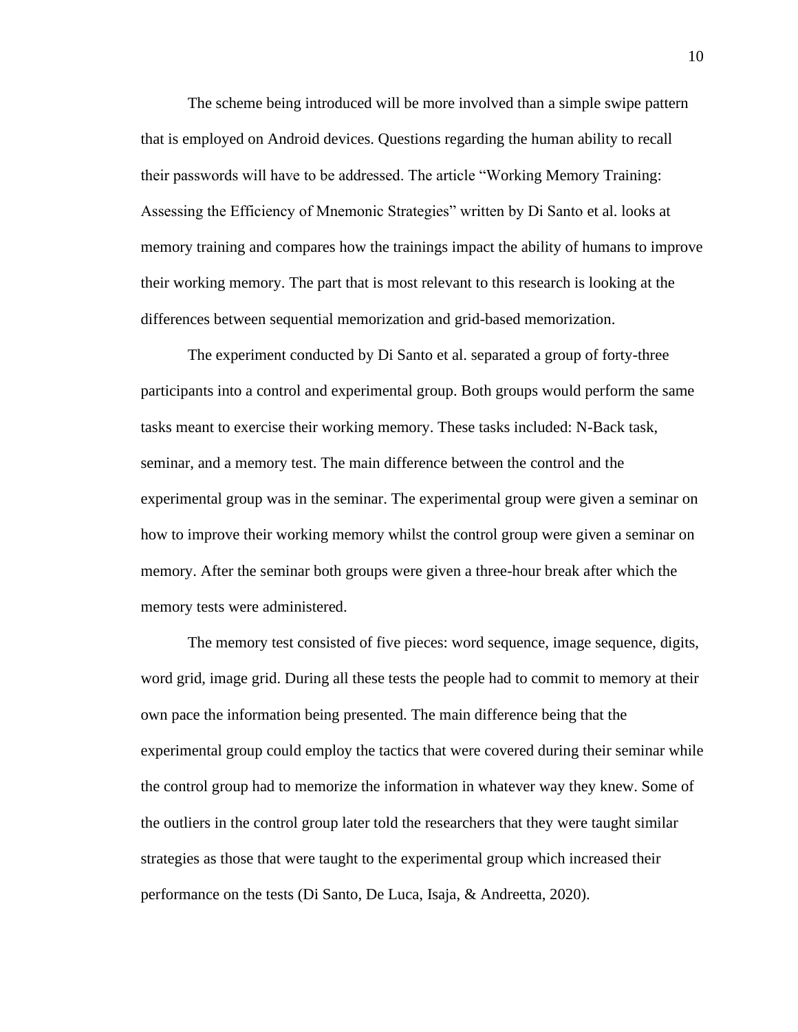The scheme being introduced will be more involved than a simple swipe pattern that is employed on Android devices. Questions regarding the human ability to recall their passwords will have to be addressed. The article "Working Memory Training: Assessing the Efficiency of Mnemonic Strategies" written by Di Santo et al. looks at memory training and compares how the trainings impact the ability of humans to improve their working memory. The part that is most relevant to this research is looking at the differences between sequential memorization and grid-based memorization.

The experiment conducted by Di Santo et al. separated a group of forty-three participants into a control and experimental group. Both groups would perform the same tasks meant to exercise their working memory. These tasks included: N-Back task, seminar, and a memory test. The main difference between the control and the experimental group was in the seminar. The experimental group were given a seminar on how to improve their working memory whilst the control group were given a seminar on memory. After the seminar both groups were given a three-hour break after which the memory tests were administered.

The memory test consisted of five pieces: word sequence, image sequence, digits, word grid, image grid. During all these tests the people had to commit to memory at their own pace the information being presented. The main difference being that the experimental group could employ the tactics that were covered during their seminar while the control group had to memorize the information in whatever way they knew. Some of the outliers in the control group later told the researchers that they were taught similar strategies as those that were taught to the experimental group which increased their performance on the tests (Di Santo, De Luca, Isaja, & Andreetta, 2020).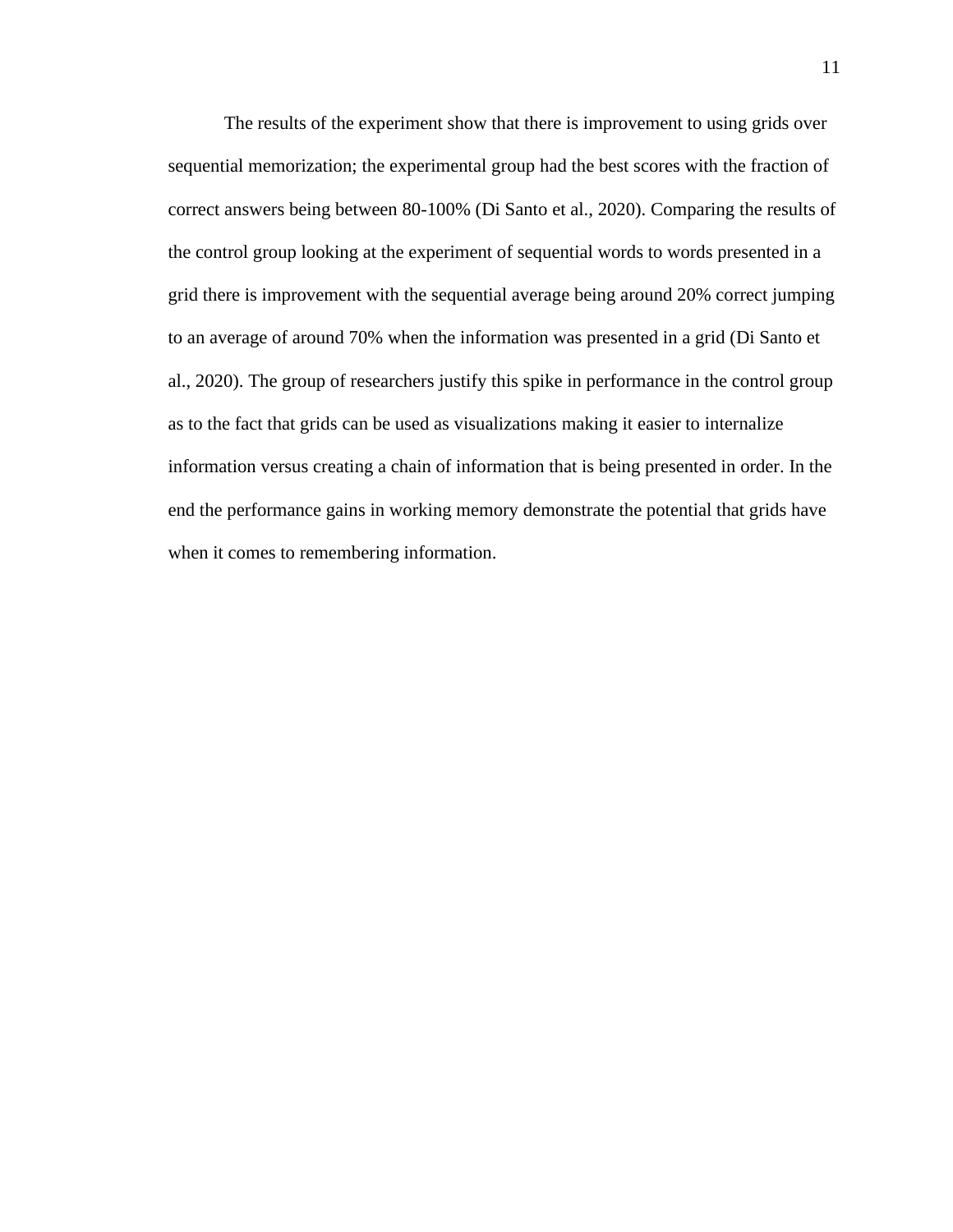The results of the experiment show that there is improvement to using grids over sequential memorization; the experimental group had the best scores with the fraction of correct answers being between 80-100% (Di Santo et al., 2020). Comparing the results of the control group looking at the experiment of sequential words to words presented in a grid there is improvement with the sequential average being around 20% correct jumping to an average of around 70% when the information was presented in a grid (Di Santo et al., 2020). The group of researchers justify this spike in performance in the control group as to the fact that grids can be used as visualizations making it easier to internalize information versus creating a chain of information that is being presented in order. In the end the performance gains in working memory demonstrate the potential that grids have when it comes to remembering information.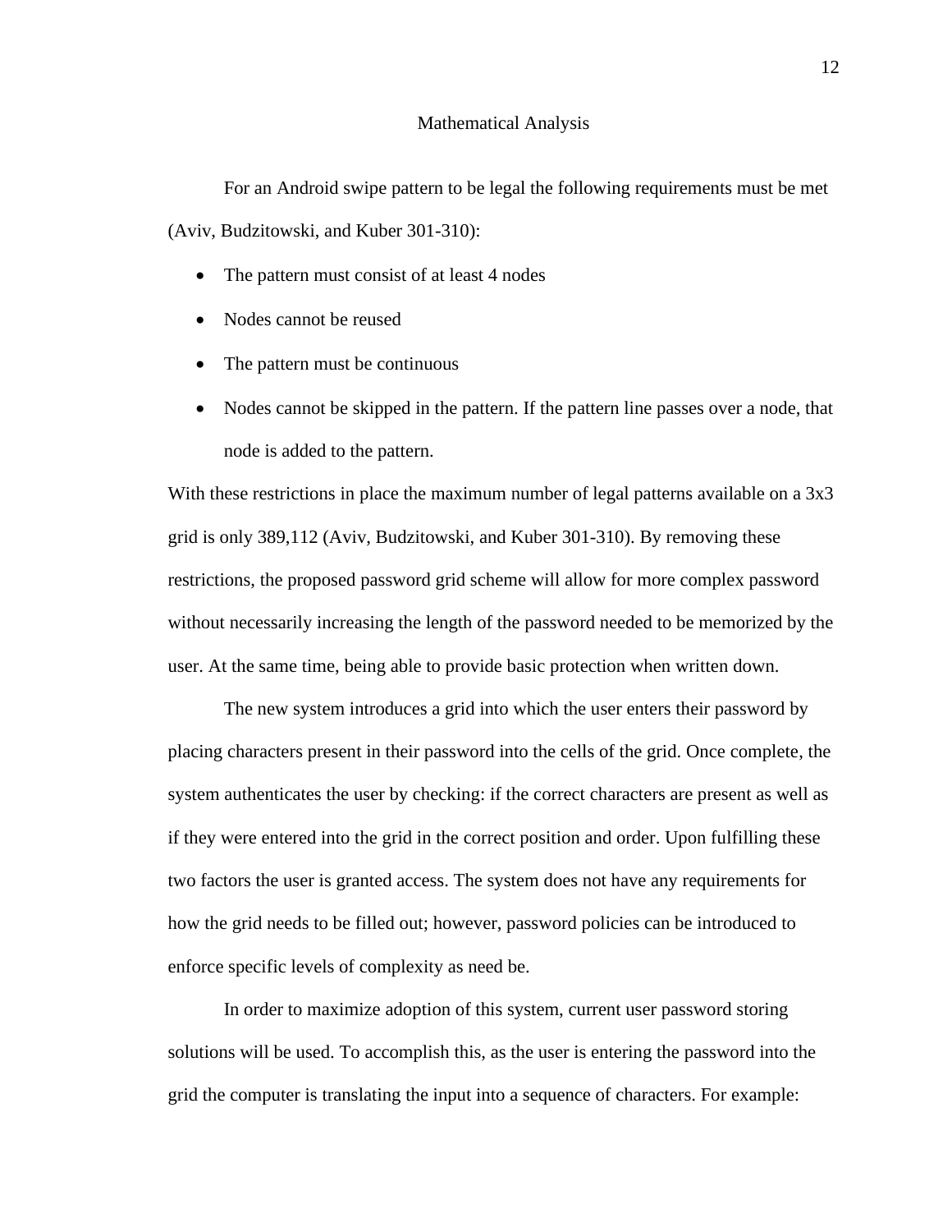## Mathematical Analysis

For an Android swipe pattern to be legal the following requirements must be met (Aviv, Budzitowski, and Kuber 301-310):

- The pattern must consist of at least 4 nodes
- Nodes cannot be reused
- The pattern must be continuous
- Nodes cannot be skipped in the pattern. If the pattern line passes over a node, that node is added to the pattern.

With these restrictions in place the maximum number of legal patterns available on a 3x3 grid is only 389,112 (Aviv, Budzitowski, and Kuber 301-310). By removing these restrictions, the proposed password grid scheme will allow for more complex password without necessarily increasing the length of the password needed to be memorized by the user. At the same time, being able to provide basic protection when written down.

The new system introduces a grid into which the user enters their password by placing characters present in their password into the cells of the grid. Once complete, the system authenticates the user by checking: if the correct characters are present as well as if they were entered into the grid in the correct position and order. Upon fulfilling these two factors the user is granted access. The system does not have any requirements for how the grid needs to be filled out; however, password policies can be introduced to enforce specific levels of complexity as need be.

In order to maximize adoption of this system, current user password storing solutions will be used. To accomplish this, as the user is entering the password into the grid the computer is translating the input into a sequence of characters. For example: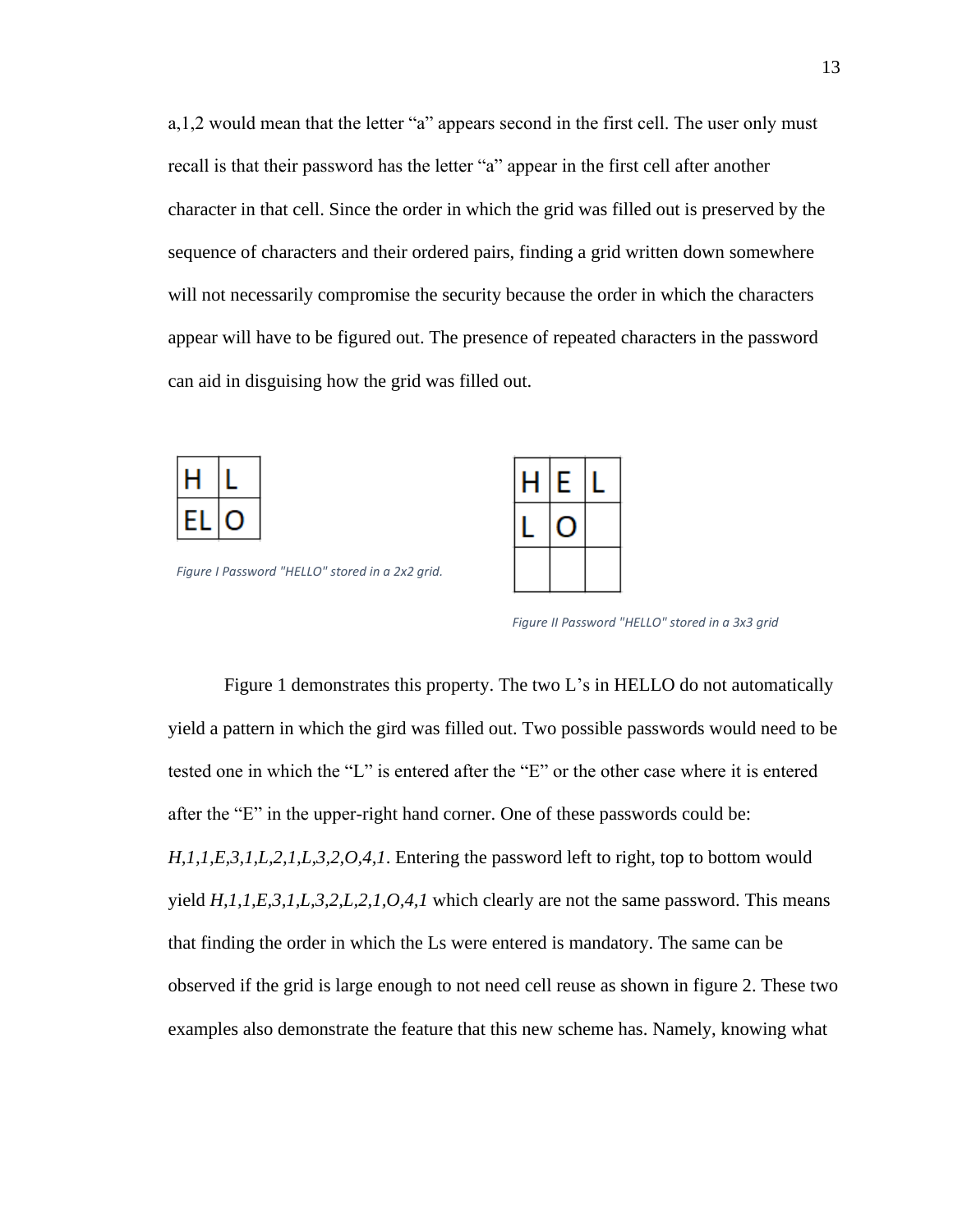a,1,2 would mean that the letter "a" appears second in the first cell. The user only must recall is that their password has the letter "a" appear in the first cell after another character in that cell. Since the order in which the grid was filled out is preserved by the sequence of characters and their ordered pairs, finding a grid written down somewhere will not necessarily compromise the security because the order in which the characters appear will have to be figured out. The presence of repeated characters in the password can aid in disguising how the grid was filled out.

| H | L |
|---|---|
| EL | O |

*Figure I Password "HELLO" stored in a 2x2 grid.*

| H | E | L |
|---|---|---|
| L | O | |
| | | |

*Figure II Password "HELLO" stored in a 3x3 grid*

Figure 1 demonstrates this property. The two L's in HELLO do not automatically yield a pattern in which the gird was filled out. Two possible passwords would need to be tested one in which the "L" is entered after the "E" or the other case where it is entered after the "E" in the upper-right hand corner. One of these passwords could be: *H,1,1,E,3,1,L,2,1,L,3,2,O,4,1*. Entering the password left to right, top to bottom would yield *H,1,1,E,3,1,L,3,2,L,2,1,O,4,1* which clearly are not the same password. This means that finding the order in which the Ls were entered is mandatory. The same can be observed if the grid is large enough to not need cell reuse as shown in figure 2. These two examples also demonstrate the feature that this new scheme has. Namely, knowing what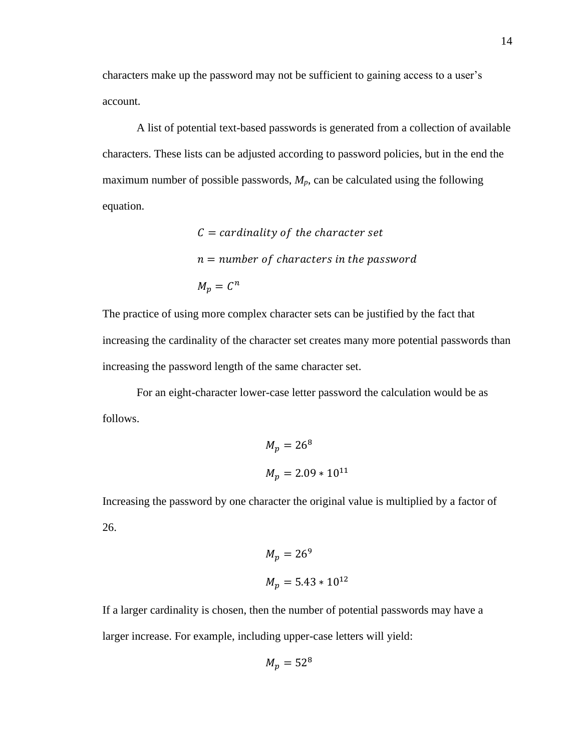characters make up the password may not be sufficient to gaining access to a user's account.

A list of potential text-based passwords is generated from a collection of available characters. These lists can be adjusted according to password policies, but in the end the maximum number of possible passwords, $M_p$, can be calculated using the following equation.

$$C = cardinality\ of\ the\ character\ set$$

$$n = number\ of\ characters\ in\ the\ password$$

$$M_p = C^n$$

The practice of using more complex character sets can be justified by the fact that increasing the cardinality of the character set creates many more potential passwords than increasing the password length of the same character set.

For an eight-character lower-case letter password the calculation would be as follows.

$$M_p = 26^8$$

$$M_p = 2.09 * 10^{11}$$

Increasing the password by one character the original value is multiplied by a factor of 26.

$$M_p = 26^9$$

$$M_p = 5.43 * 10^{12}$$

If a larger cardinality is chosen, then the number of potential passwords may have a larger increase. For example, including upper-case letters will yield:

$$M_p = 52^8$$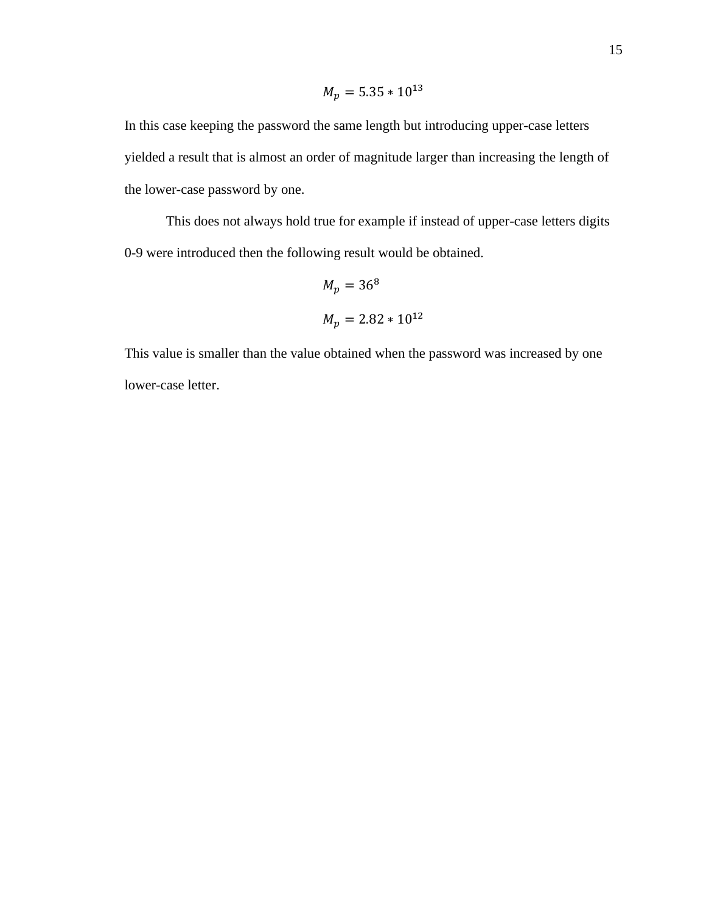$$M_p = 5.35 * 10^{13}$$

In this case keeping the password the same length but introducing upper-case letters yielded a result that is almost an order of magnitude larger than increasing the length of the lower-case password by one.

This does not always hold true for example if instead of upper-case letters digits 0-9 were introduced then the following result would be obtained.

$$M_p = 36^8$$

$$M_p = 2.82 * 10^{12}$$

This value is smaller than the value obtained when the password was increased by one lower-case letter.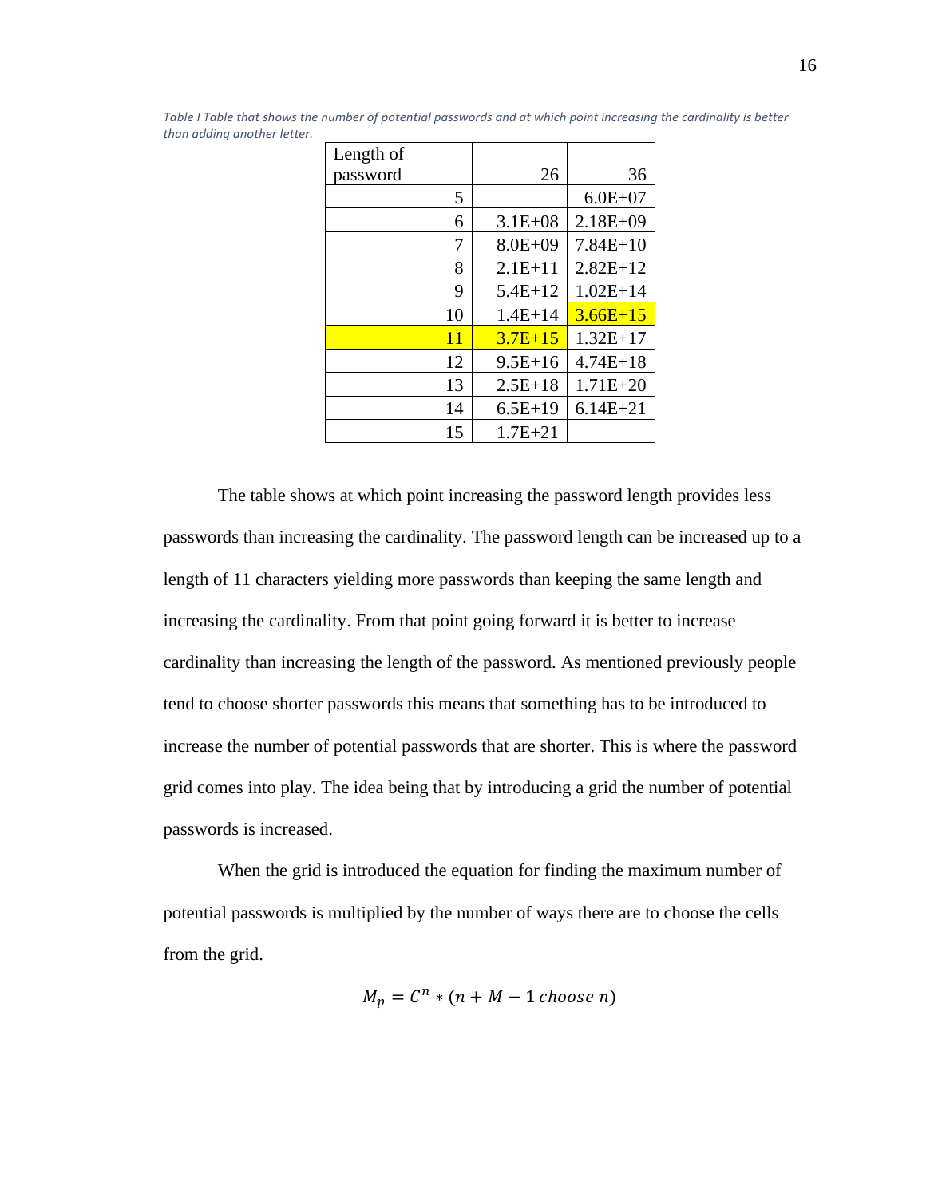*Table I Table that shows the number of potential passwords and at which point increasing the cardinality is better than adding another letter.*

| Length of password | 26 | 36 |
|---|---|---|
| 5 | | 6.0E+07 |
| 6 | 3.1E+08 | 2.18E+09 |
| 7 | 8.0E+09 | 7.84E+10 |
| 8 | 2.1E+11 | 2.82E+12 |
| 9 | 5.4E+12 | 1.02E+14 |
| 10 | 1.4E+14 | 3.66E+15 |
| 11 | 3.7E+15 | 1.32E+17 |
| 12 | 9.5E+16 | 4.74E+18 |
| 13 | 2.5E+18 | 1.71E+20 |
| 14 | 6.5E+19 | 6.14E+21 |
| 15 | 1.7E+21 | |

The table shows at which point increasing the password length provides less passwords than increasing the cardinality. The password length can be increased up to a length of 11 characters yielding more passwords than keeping the same length and increasing the cardinality. From that point going forward it is better to increase cardinality than increasing the length of the password. As mentioned previously people tend to choose shorter passwords this means that something has to be introduced to increase the number of potential passwords that are shorter. This is where the password grid comes into play. The idea being that by introducing a grid the number of potential passwords is increased.

When the grid is introduced the equation for finding the maximum number of potential passwords is multiplied by the number of ways there are to choose the cells from the grid.

$$M_p = C^n * (n + M - 1 \; choose \; n)$$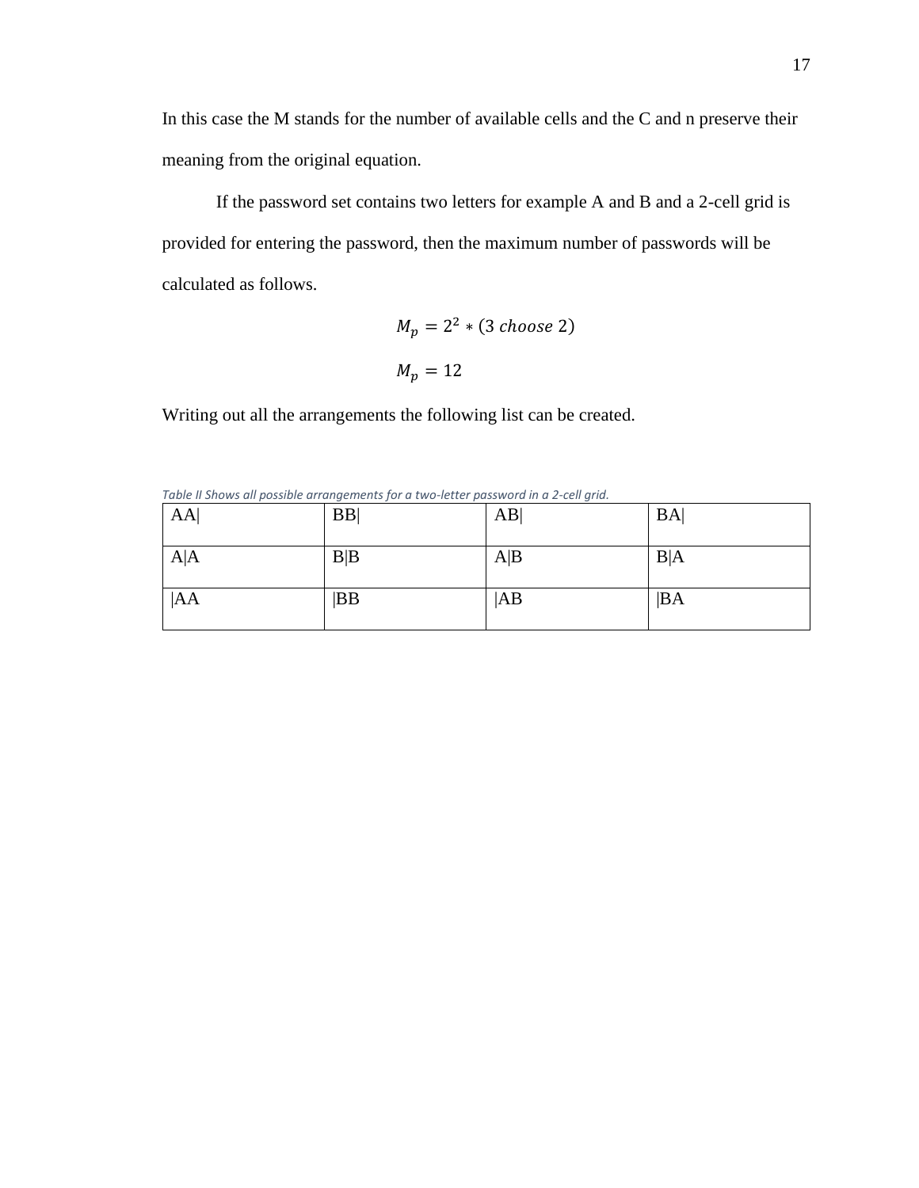In this case the M stands for the number of available cells and the C and n preserve their meaning from the original equation.

If the password set contains two letters for example A and B and a 2-cell grid is provided for entering the password, then the maximum number of passwords will be calculated as follows.

$$M_p = 2^2 * (3\ choose\ 2)$$

$$M_p = 12$$

Writing out all the arrangements the following list can be created.

*Table II Shows all possible arrangements for a two-letter password in a 2-cell grid.*

| | | | |
|---|---|---|---|
| AA\| | BB\| | AB\| | BA\| |
| A\|A | B\|B | A\|B | B\|A |
| \|AA | \|BB | \|AB | \|BA |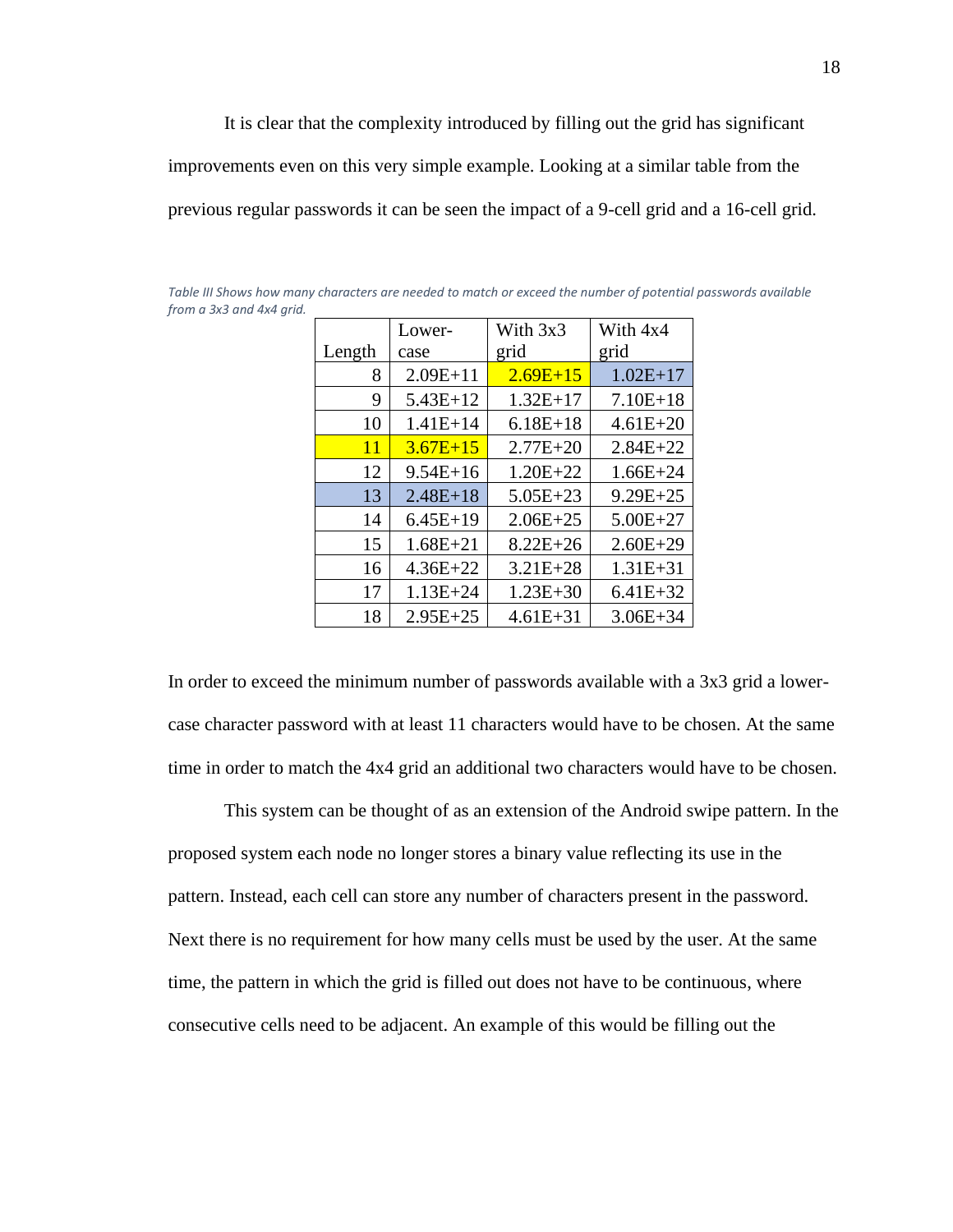It is clear that the complexity introduced by filling out the grid has significant improvements even on this very simple example. Looking at a similar table from the previous regular passwords it can be seen the impact of a 9-cell grid and a 16-cell grid.

*Table III Shows how many characters are needed to match or exceed the number of potential passwords available from a 3x3 and 4x4 grid.*

| Length | Lower-case | With 3x3 grid | With 4x4 grid |
|---|---|---|---|
| 8 | 2.09E+11 | 2.69E+15 | 1.02E+17 |
| 9 | 5.43E+12 | 1.32E+17 | 7.10E+18 |
| 10 | 1.41E+14 | 6.18E+18 | 4.61E+20 |
| 11 | 3.67E+15 | 2.77E+20 | 2.84E+22 |
| 12 | 9.54E+16 | 1.20E+22 | 1.66E+24 |
| 13 | 2.48E+18 | 5.05E+23 | 9.29E+25 |
| 14 | 6.45E+19 | 2.06E+25 | 5.00E+27 |
| 15 | 1.68E+21 | 8.22E+26 | 2.60E+29 |
| 16 | 4.36E+22 | 3.21E+28 | 1.31E+31 |
| 17 | 1.13E+24 | 1.23E+30 | 6.41E+32 |
| 18 | 2.95E+25 | 4.61E+31 | 3.06E+34 |

In order to exceed the minimum number of passwords available with a 3x3 grid a lower-case character password with at least 11 characters would have to be chosen. At the same time in order to match the 4x4 grid an additional two characters would have to be chosen.

This system can be thought of as an extension of the Android swipe pattern. In the proposed system each node no longer stores a binary value reflecting its use in the pattern. Instead, each cell can store any number of characters present in the password. Next there is no requirement for how many cells must be used by the user. At the same time, the pattern in which the grid is filled out does not have to be continuous, where consecutive cells need to be adjacent. An example of this would be filling out the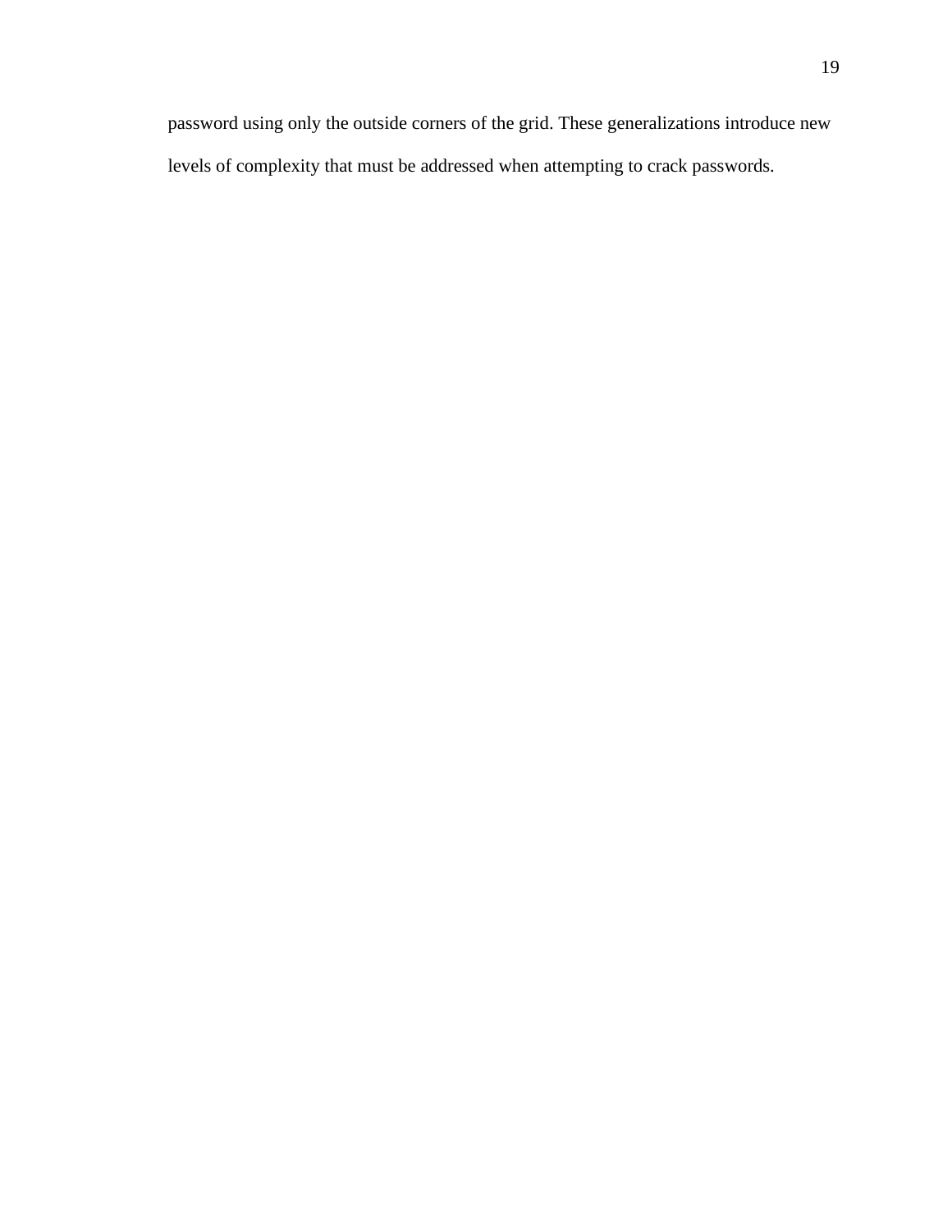password using only the outside corners of the grid. These generalizations introduce new levels of complexity that must be addressed when attempting to crack passwords.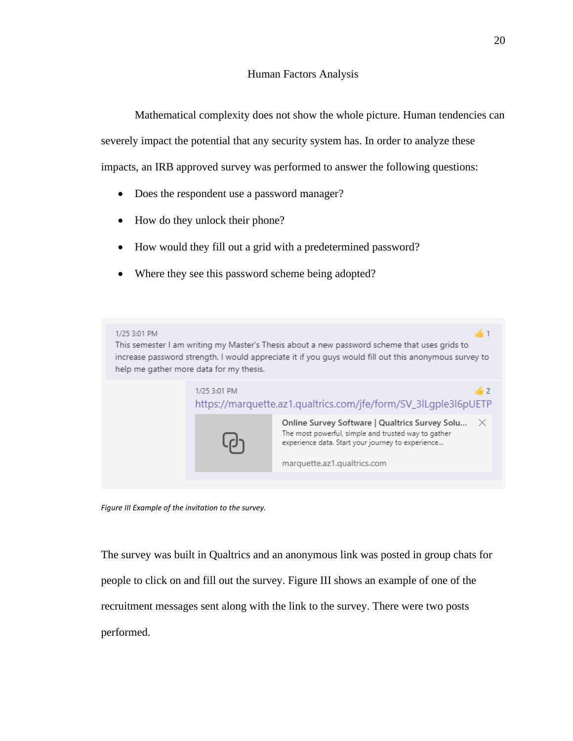## Human Factors Analysis

Mathematical complexity does not show the whole picture. Human tendencies can severely impact the potential that any security system has. In order to analyze these impacts, an IRB approved survey was performed to answer the following questions:

- Does the respondent use a password manager?
- How do they unlock their phone?
- How would they fill out a grid with a predetermined password?
- Where they see this password scheme being adopted?

> 1/25 3:01 PM
>
> This semester I am writing my Master's Thesis about a new password scheme that uses grids to increase password strength. I would appreciate it if you guys would fill out this anonymous survey to help me gather more data for my thesis.
>
> 1/25 3:01 PM
>
> https://marquette.az1.qualtrics.com/jfe/form/SV_3lLgple3l6pUETP
>
> Online Survey Software | Qualtrics Survey Solu...
> The most powerful, simple and trusted way to gather experience data. Start your journey to experience...
> marquette.az1.qualtrics.com

*Figure III Example of the invitation to the survey.*

The survey was built in Qualtrics and an anonymous link was posted in group chats for people to click on and fill out the survey. Figure III shows an example of one of the recruitment messages sent along with the link to the survey. There were two posts performed.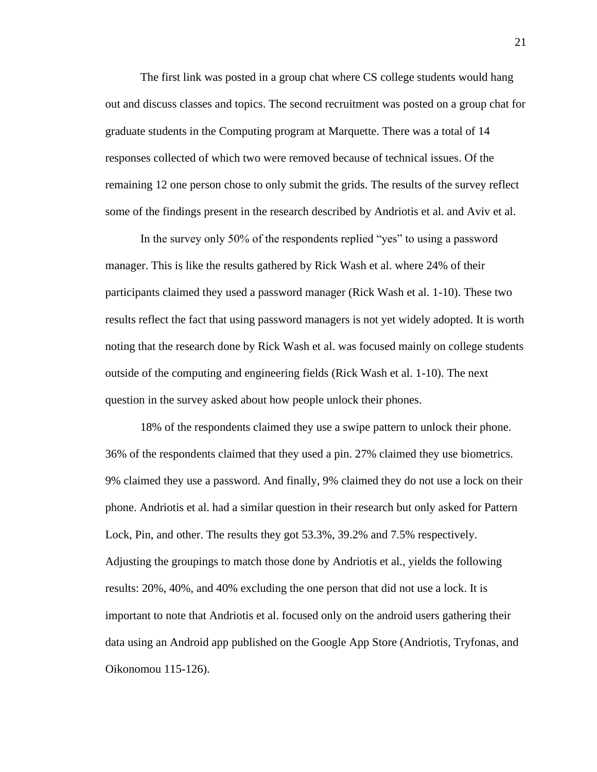The first link was posted in a group chat where CS college students would hang out and discuss classes and topics. The second recruitment was posted on a group chat for graduate students in the Computing program at Marquette. There was a total of 14 responses collected of which two were removed because of technical issues. Of the remaining 12 one person chose to only submit the grids. The results of the survey reflect some of the findings present in the research described by Andriotis et al. and Aviv et al.

In the survey only 50% of the respondents replied "yes" to using a password manager. This is like the results gathered by Rick Wash et al. where 24% of their participants claimed they used a password manager (Rick Wash et al. 1-10). These two results reflect the fact that using password managers is not yet widely adopted. It is worth noting that the research done by Rick Wash et al. was focused mainly on college students outside of the computing and engineering fields (Rick Wash et al. 1-10). The next question in the survey asked about how people unlock their phones.

18% of the respondents claimed they use a swipe pattern to unlock their phone. 36% of the respondents claimed that they used a pin. 27% claimed they use biometrics. 9% claimed they use a password. And finally, 9% claimed they do not use a lock on their phone. Andriotis et al. had a similar question in their research but only asked for Pattern Lock, Pin, and other. The results they got 53.3%, 39.2% and 7.5% respectively. Adjusting the groupings to match those done by Andriotis et al., yields the following results: 20%, 40%, and 40% excluding the one person that did not use a lock. It is important to note that Andriotis et al. focused only on the android users gathering their data using an Android app published on the Google App Store (Andriotis, Tryfonas, and Oikonomou 115-126).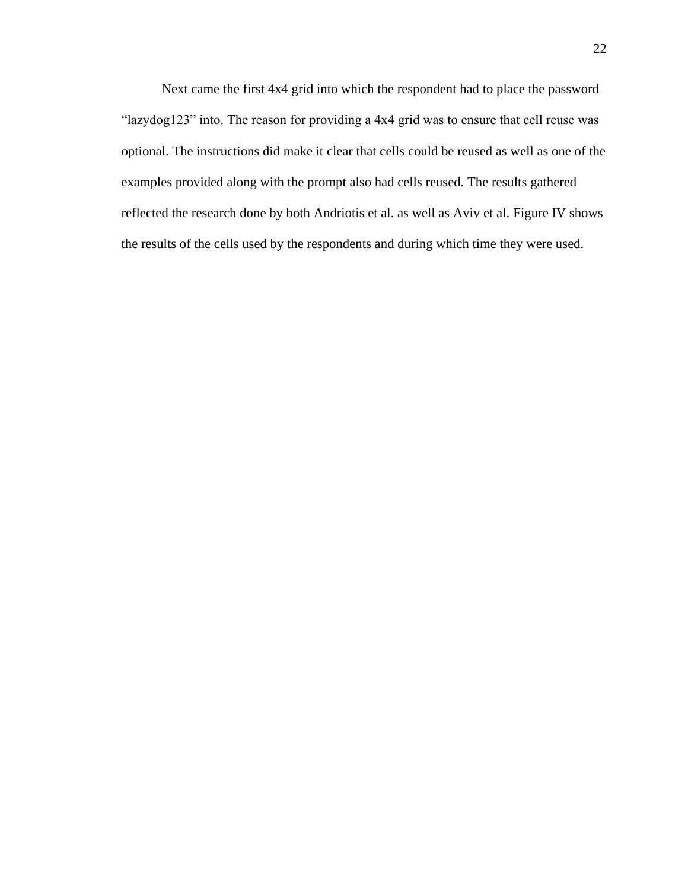Next came the first 4x4 grid into which the respondent had to place the password "lazydog123" into. The reason for providing a 4x4 grid was to ensure that cell reuse was optional. The instructions did make it clear that cells could be reused as well as one of the examples provided along with the prompt also had cells reused. The results gathered reflected the research done by both Andriotis et al. as well as Aviv et al. Figure IV shows the results of the cells used by the respondents and during which time they were used.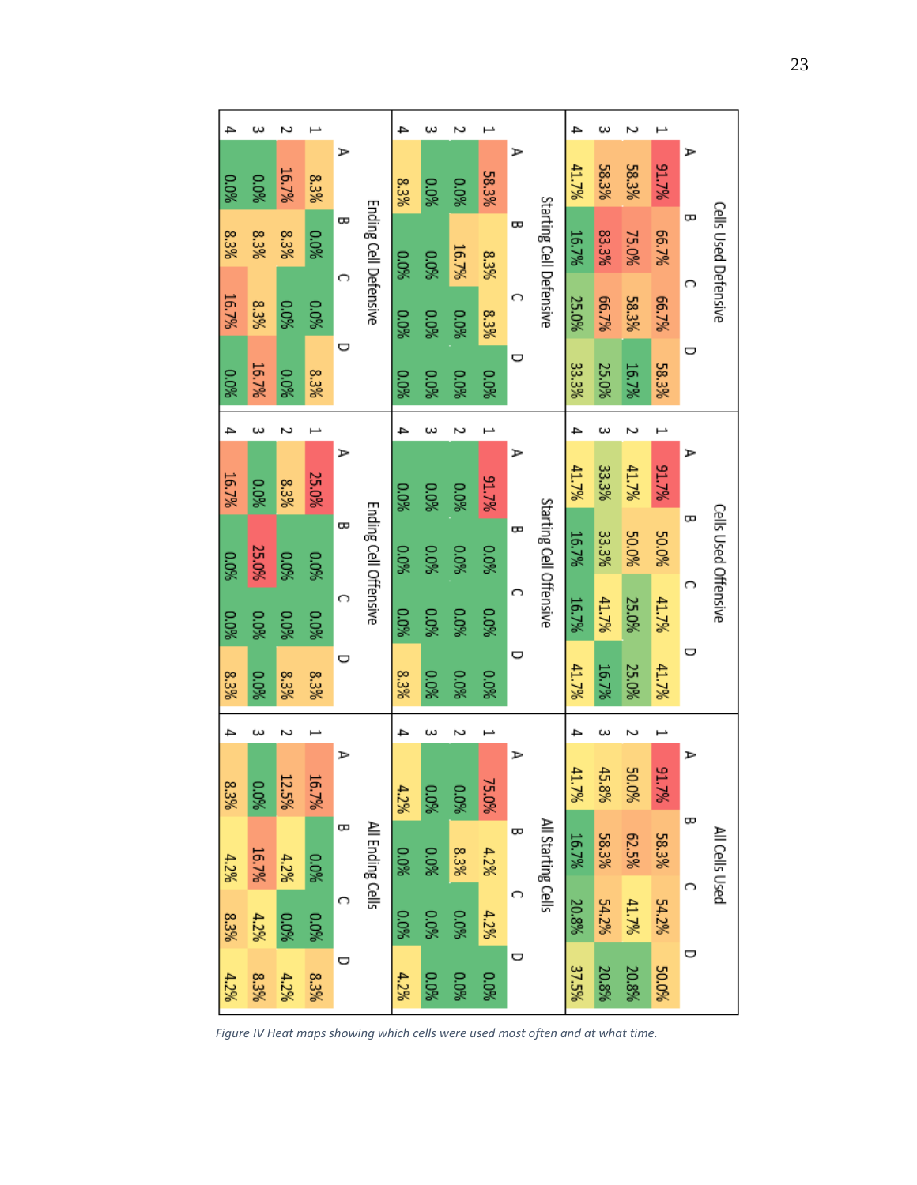**Cells Used Defensive**

| | A | B | C | D |
|---|---|---|---|---|
| 1 | 91.7% | 66.7% | 66.7% | 58.3% |
| 2 | 58.3% | 75.0% | 58.3% | 16.7% |
| 3 | 58.3% | 83.3% | 66.7% | 25.0% |
| 4 | 41.7% | 16.7% | 25.0% | 33.3% |

**Cells Used Offensive**

| | A | B | C | D |
|---|---|---|---|---|
| 1 | 91.7% | 50.0% | 41.7% | 41.7% |
| 2 | 41.7% | 50.0% | 25.0% | 25.0% |
| 3 | 33.3% | 33.3% | 41.7% | 16.7% |
| 4 | 41.7% | 16.7% | 16.7% | 41.7% |

**All Cells Used**

| | A | B | C | D |
|---|---|---|---|---|
| 1 | 91.7% | 58.3% | 54.2% | 50.0% |
| 2 | 50.0% | 62.5% | 41.7% | 20.8% |
| 3 | 45.8% | 58.3% | 54.2% | 20.8% |
| 4 | 41.7% | 16.7% | 20.8% | 37.5% |

**Starting Cell Defensive**

| | A | B | C | D |
|---|---|---|---|---|
| 1 | 58.3% | 8.3% | 8.3% | 0.0% |
| 2 | 0.0% | 16.7% | 0.0% | 0.0% |
| 3 | 0.0% | 0.0% | 0.0% | 0.0% |
| 4 | 8.3% | 0.0% | 0.0% | 0.0% |

**Starting Cell Offensive**

| | A | B | C | D |
|---|---|---|---|---|
| 1 | 91.7% | 0.0% | 0.0% | 0.0% |
| 2 | 0.0% | 0.0% | 0.0% | 0.0% |
| 3 | 0.0% | 0.0% | 0.0% | 0.0% |
| 4 | 0.0% | 0.0% | 0.0% | 8.3% |

**All Starting Cells**

| | A | B | C | D |
|---|---|---|---|---|
| 1 | 75.0% | 4.2% | 4.2% | 0.0% |
| 2 | 0.0% | 8.3% | 0.0% | 0.0% |
| 3 | 0.0% | 0.0% | 0.0% | 0.0% |
| 4 | 4.2% | 0.0% | 0.0% | 4.2% |

**Ending Cell Defensive**

| | A | B | C | D |
|---|---|---|---|---|
| 1 | 8.3% | 0.0% | 0.0% | 8.3% |
| 2 | 16.7% | 8.3% | 0.0% | 0.0% |
| 3 | 0.0% | 8.3% | 8.3% | 16.7% |
| 4 | 0.0% | 8.3% | 16.7% | 0.0% |

**Ending Cell Offensive**

| | A | B | C | D |
|---|---|---|---|---|
| 1 | 25.0% | 0.0% | 0.0% | 8.3% |
| 2 | 8.3% | 0.0% | 0.0% | 8.3% |
| 3 | 0.0% | 25.0% | 0.0% | 0.0% |
| 4 | 16.7% | 0.0% | 0.0% | 8.3% |

**All Ending Cells**

| | A | B | C | D |
|---|---|---|---|---|
| 1 | 16.7% | 0.0% | 0.0% | 8.3% |
| 2 | 12.5% | 4.2% | 0.0% | 4.2% |
| 3 | 0.0% | 16.7% | 4.2% | 8.3% |
| 4 | 8.3% | 4.2% | 8.3% | 4.2% |

*Figure IV Heat maps showing which cells were used most often and at what time.*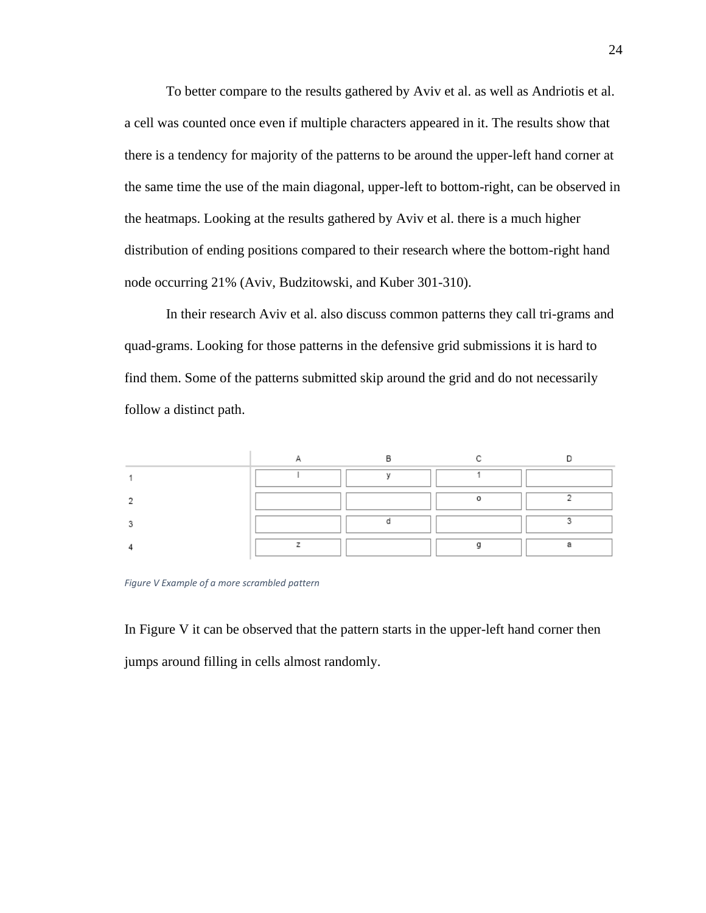To better compare to the results gathered by Aviv et al. as well as Andriotis et al. a cell was counted once even if multiple characters appeared in it. The results show that there is a tendency for majority of the patterns to be around the upper-left hand corner at the same time the use of the main diagonal, upper-left to bottom-right, can be observed in the heatmaps. Looking at the results gathered by Aviv et al. there is a much higher distribution of ending positions compared to their research where the bottom-right hand node occurring 21% (Aviv, Budzitowski, and Kuber 301-310).

In their research Aviv et al. also discuss common patterns they call tri-grams and quad-grams. Looking for those patterns in the defensive grid submissions it is hard to find them. Some of the patterns submitted skip around the grid and do not necessarily follow a distinct path.

| | A | B | C | D |
|---|---|---|---|---|
| 1 | l | y | 1 | |
| 2 | | | o | 2 |
| 3 | | d | | 3 |
| 4 | z | | g | a |

*Figure V Example of a more scrambled pattern*

In Figure V it can be observed that the pattern starts in the upper-left hand corner then jumps around filling in cells almost randomly.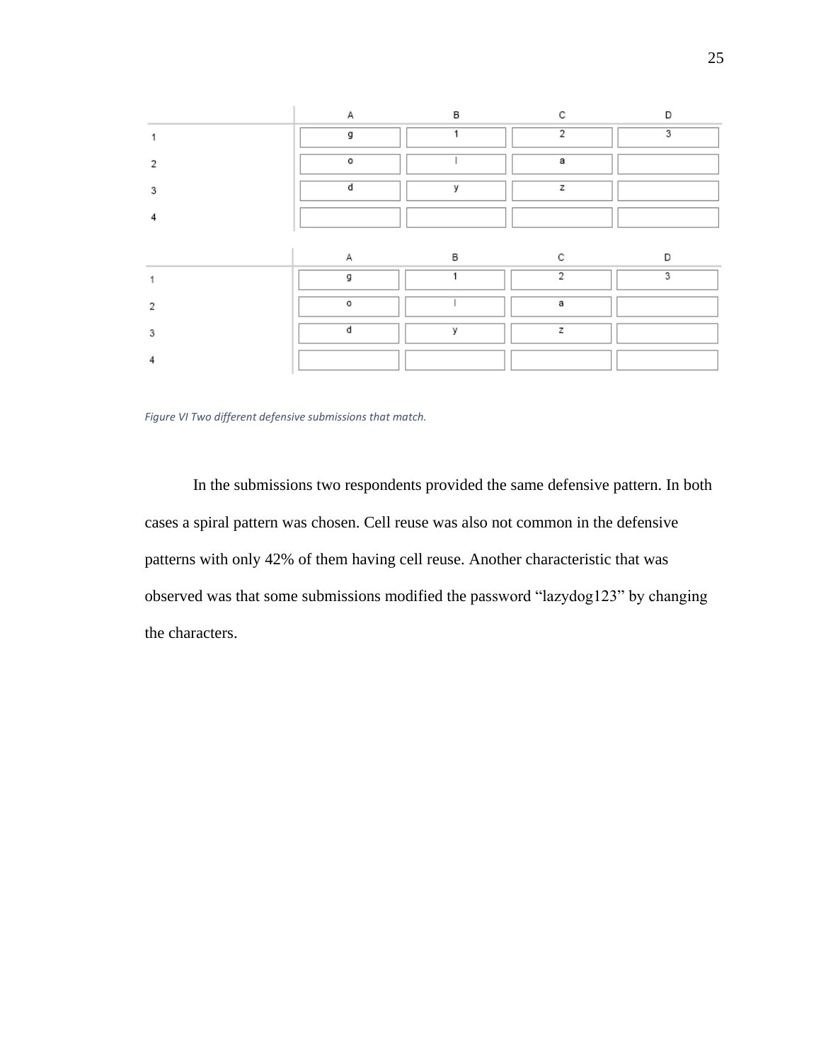| | A | B | C | D |
|---|---|---|---|---|
| 1 | g | 1 | 2 | 3 |
| 2 | o | l | a | |
| 3 | d | y | z | |
| 4 | | | | |

| | A | B | C | D |
|---|---|---|---|---|
| 1 | g | 1 | 2 | 3 |
| 2 | o | l | a | |
| 3 | d | y | z | |
| 4 | | | | |

*Figure VI Two different defensive submissions that match.*

In the submissions two respondents provided the same defensive pattern. In both cases a spiral pattern was chosen. Cell reuse was also not common in the defensive patterns with only 42% of them having cell reuse. Another characteristic that was observed was that some submissions modified the password “lazydog123” by changing the characters.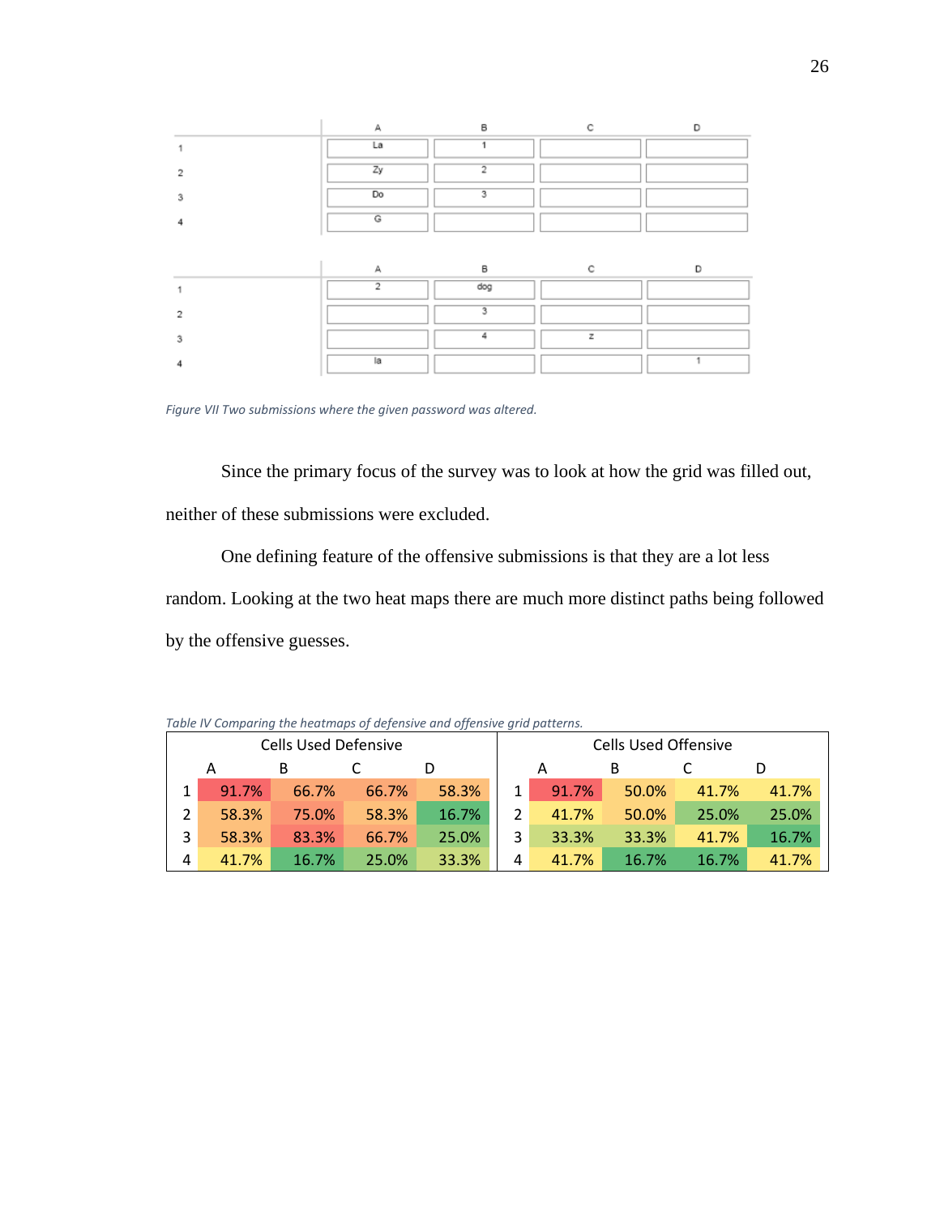| | A | B | C | D |
|---|---|---|---|---|
| 1 | La | 1 | | |
| 2 | Zy | 2 | | |
| 3 | Do | 3 | | |
| 4 | G | | | |

| | A | B | C | D |
|---|---|---|---|---|
| 1 | 2 | dog | | |
| 2 | | 3 | | |
| 3 | | 4 | z | |
| 4 | la | | | 1 |

*Figure VII Two submissions where the given password was altered.*

Since the primary focus of the survey was to look at how the grid was filled out, neither of these submissions were excluded.

One defining feature of the offensive submissions is that they are a lot less random. Looking at the two heat maps there are much more distinct paths being followed by the offensive guesses.

*Table IV Comparing the heatmaps of defensive and offensive grid patterns.*

| Cells Used Defensive | | | | | Cells Used Offensive | | | | |
|---|---|---|---|---|---|---|---|---|---|
| | A | B | C | D | | A | B | C | D |
| 1 | 91.7% | 66.7% | 66.7% | 58.3% | 1 | 91.7% | 50.0% | 41.7% | 41.7% |
| 2 | 58.3% | 75.0% | 58.3% | 16.7% | 2 | 41.7% | 50.0% | 25.0% | 25.0% |
| 3 | 58.3% | 83.3% | 66.7% | 25.0% | 3 | 33.3% | 33.3% | 41.7% | 16.7% |
| 4 | 41.7% | 16.7% | 25.0% | 33.3% | 4 | 41.7% | 16.7% | 16.7% | 41.7% |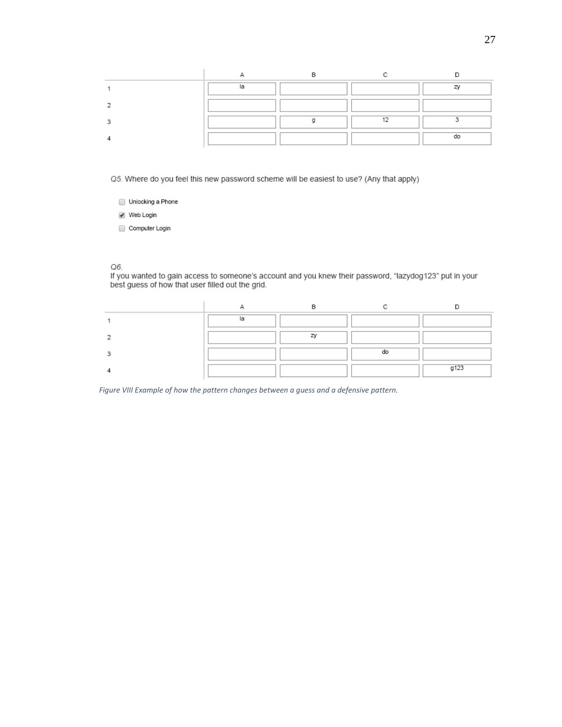| | A | B | C | D |
|---|---|---|---|---|
| 1 | la | | | zy |
| 2 | | | | |
| 3 | | g | 12 | 3 |
| 4 | | | | do |

Q5. Where do you feel this new password scheme will be easiest to use? (Any that apply)

- [ ] Unlocking a Phone
- [x] Web Login
- [ ] Computer Login

Q6.
If you wanted to gain access to someone's account and you knew their password, "lazydog123" put in your best guess of how that user filled out the grid.

| | A | B | C | D |
|---|---|---|---|---|
| 1 | la | | | |
| 2 | | zy | | |
| 3 | | | do | |
| 4 | | | | g123 |

*Figure VIII Example of how the pattern changes between a guess and a defensive pattern.*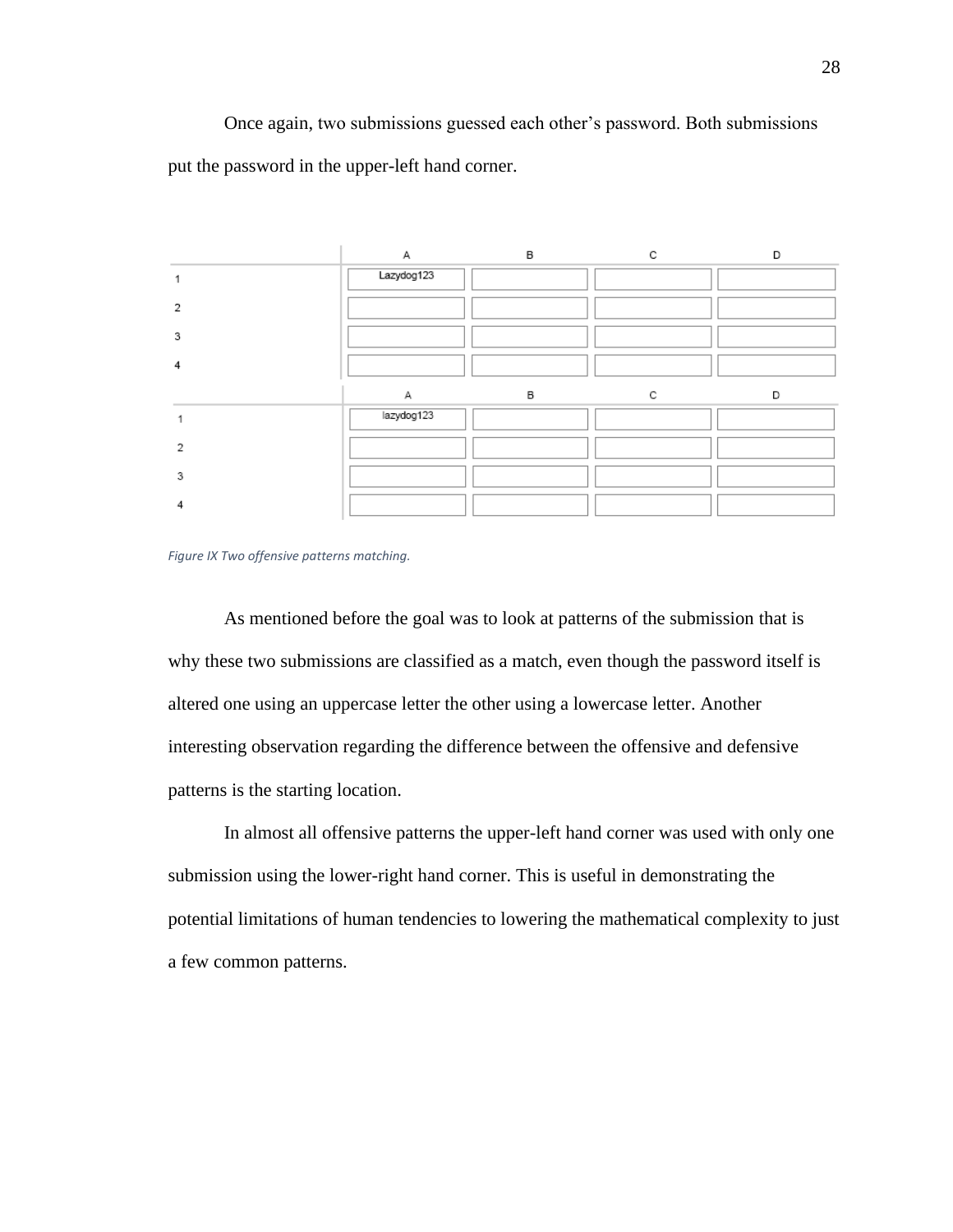Once again, two submissions guessed each other's password. Both submissions put the password in the upper-left hand corner.

| | A | B | C | D |
|---|---|---|---|---|
| 1 | Lazydog123 | | | |
| 2 | | | | |
| 3 | | | | |
| 4 | | | | |

| | A | B | C | D |
|---|---|---|---|---|
| 1 | lazydog123 | | | |
| 2 | | | | |
| 3 | | | | |
| 4 | | | | |

*Figure IX Two offensive patterns matching.*

As mentioned before the goal was to look at patterns of the submission that is why these two submissions are classified as a match, even though the password itself is altered one using an uppercase letter the other using a lowercase letter. Another interesting observation regarding the difference between the offensive and defensive patterns is the starting location.

In almost all offensive patterns the upper-left hand corner was used with only one submission using the lower-right hand corner. This is useful in demonstrating the potential limitations of human tendencies to lowering the mathematical complexity to just a few common patterns.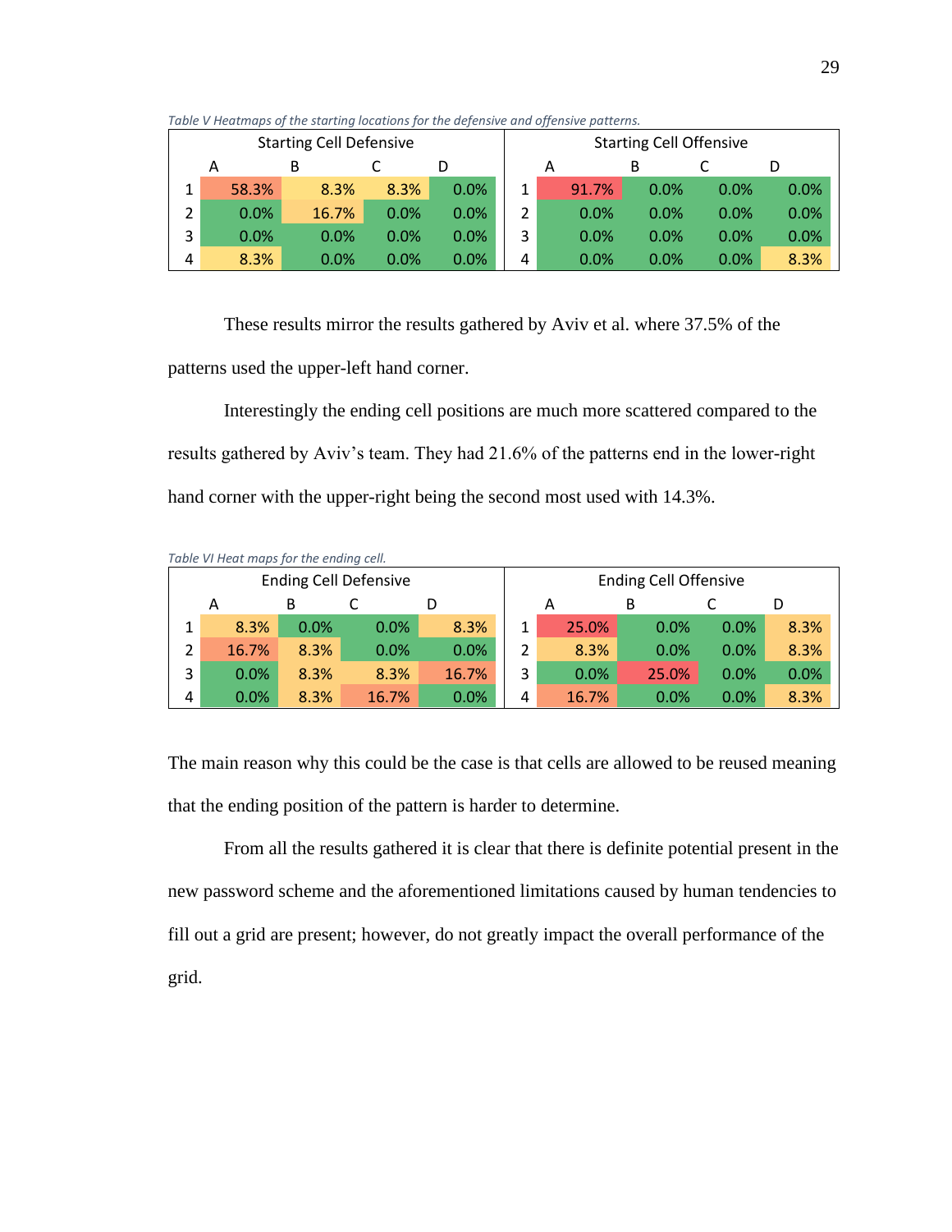*Table V Heatmaps of the starting locations for the defensive and offensive patterns.*

| Starting Cell Defensive | | | | | Starting Cell Offensive | | | | |
|---|---|---|---|---|---|---|---|---|---|
| | A | B | C | D | | A | B | C | D |
| 1 | 58.3% | 8.3% | 8.3% | 0.0% | 1 | 91.7% | 0.0% | 0.0% | 0.0% |
| 2 | 0.0% | 16.7% | 0.0% | 0.0% | 2 | 0.0% | 0.0% | 0.0% | 0.0% |
| 3 | 0.0% | 0.0% | 0.0% | 0.0% | 3 | 0.0% | 0.0% | 0.0% | 0.0% |
| 4 | 8.3% | 0.0% | 0.0% | 0.0% | 4 | 0.0% | 0.0% | 0.0% | 8.3% |

These results mirror the results gathered by Aviv et al. where 37.5% of the patterns used the upper-left hand corner.

Interestingly the ending cell positions are much more scattered compared to the results gathered by Aviv's team. They had 21.6% of the patterns end in the lower-right hand corner with the upper-right being the second most used with 14.3%.

*Table VI Heat maps for the ending cell.*

| Ending Cell Defensive | | | | | Ending Cell Offensive | | | | |
|---|---|---|---|---|---|---|---|---|---|
| | A | B | C | D | | A | B | C | D |
| 1 | 8.3% | 0.0% | 0.0% | 8.3% | 1 | 25.0% | 0.0% | 0.0% | 8.3% |
| 2 | 16.7% | 8.3% | 0.0% | 0.0% | 2 | 8.3% | 0.0% | 0.0% | 8.3% |
| 3 | 0.0% | 8.3% | 8.3% | 16.7% | 3 | 0.0% | 25.0% | 0.0% | 0.0% |
| 4 | 0.0% | 8.3% | 16.7% | 0.0% | 4 | 16.7% | 0.0% | 0.0% | 8.3% |

The main reason why this could be the case is that cells are allowed to be reused meaning that the ending position of the pattern is harder to determine.

From all the results gathered it is clear that there is definite potential present in the new password scheme and the aforementioned limitations caused by human tendencies to fill out a grid are present; however, do not greatly impact the overall performance of the grid.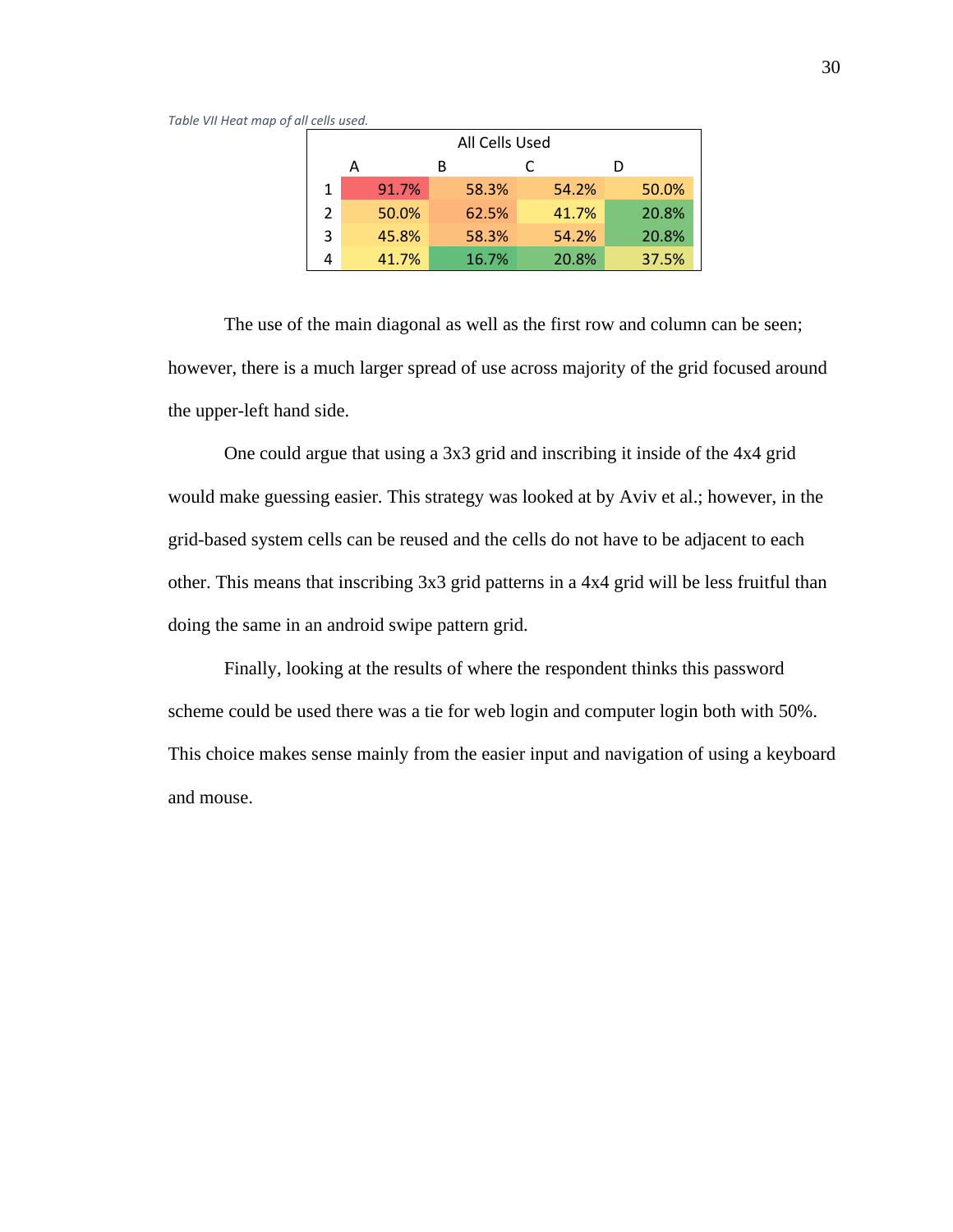*Table VII Heat map of all cells used.*

| All Cells Used | | | | |
|---|---|---|---|---|
| | A | B | C | D |
| 1 | 91.7% | 58.3% | 54.2% | 50.0% |
| 2 | 50.0% | 62.5% | 41.7% | 20.8% |
| 3 | 45.8% | 58.3% | 54.2% | 20.8% |
| 4 | 41.7% | 16.7% | 20.8% | 37.5% |

The use of the main diagonal as well as the first row and column can be seen; however, there is a much larger spread of use across majority of the grid focused around the upper-left hand side.

One could argue that using a 3x3 grid and inscribing it inside of the 4x4 grid would make guessing easier. This strategy was looked at by Aviv et al.; however, in the grid-based system cells can be reused and the cells do not have to be adjacent to each other. This means that inscribing 3x3 grid patterns in a 4x4 grid will be less fruitful than doing the same in an android swipe pattern grid.

Finally, looking at the results of where the respondent thinks this password scheme could be used there was a tie for web login and computer login both with 50%. This choice makes sense mainly from the easier input and navigation of using a keyboard and mouse.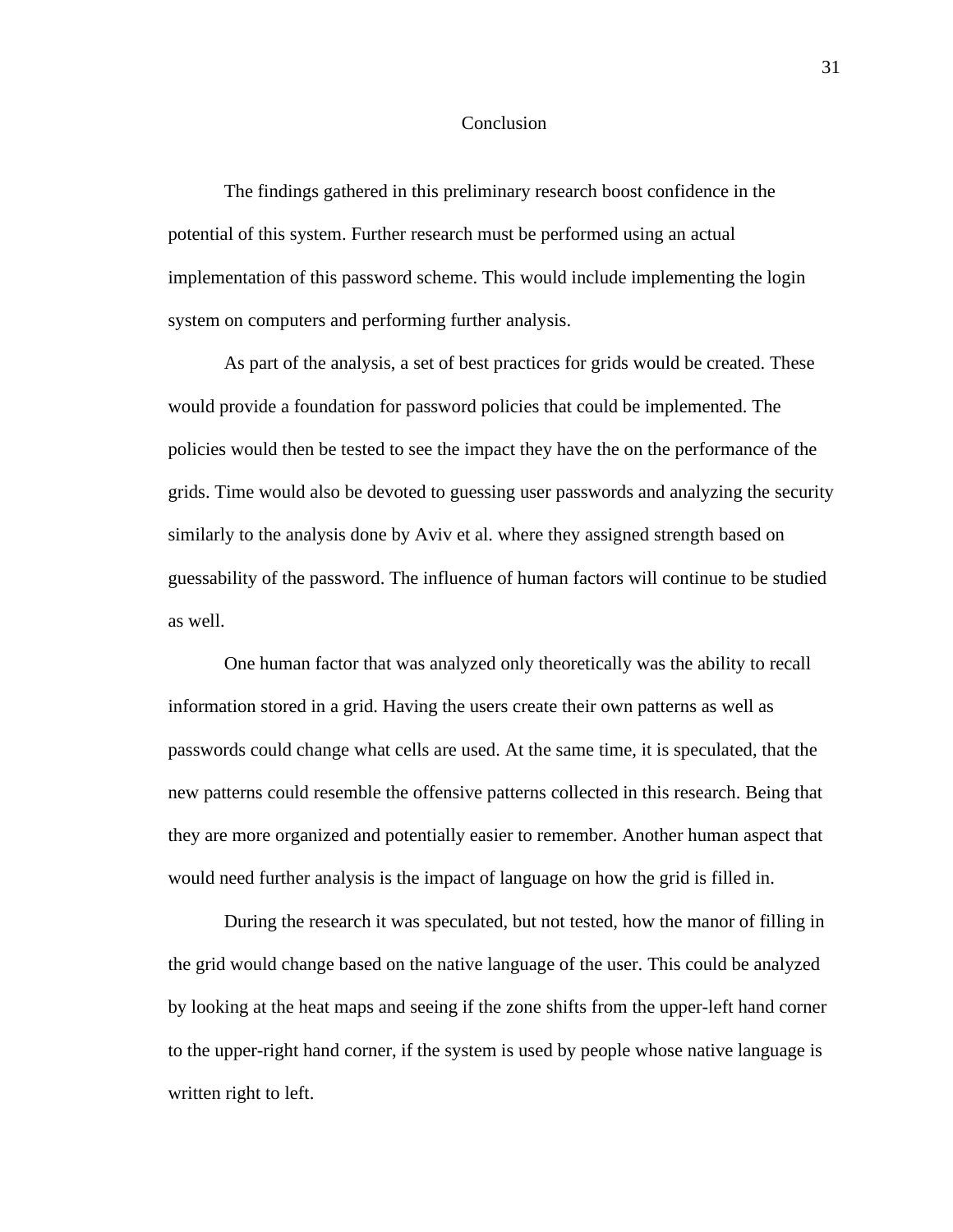# Conclusion

The findings gathered in this preliminary research boost confidence in the potential of this system. Further research must be performed using an actual implementation of this password scheme. This would include implementing the login system on computers and performing further analysis.

As part of the analysis, a set of best practices for grids would be created. These would provide a foundation for password policies that could be implemented. The policies would then be tested to see the impact they have the on the performance of the grids. Time would also be devoted to guessing user passwords and analyzing the security similarly to the analysis done by Aviv et al. where they assigned strength based on guessability of the password. The influence of human factors will continue to be studied as well.

One human factor that was analyzed only theoretically was the ability to recall information stored in a grid. Having the users create their own patterns as well as passwords could change what cells are used. At the same time, it is speculated, that the new patterns could resemble the offensive patterns collected in this research. Being that they are more organized and potentially easier to remember. Another human aspect that would need further analysis is the impact of language on how the grid is filled in.

During the research it was speculated, but not tested, how the manor of filling in the grid would change based on the native language of the user. This could be analyzed by looking at the heat maps and seeing if the zone shifts from the upper-left hand corner to the upper-right hand corner, if the system is used by people whose native language is written right to left.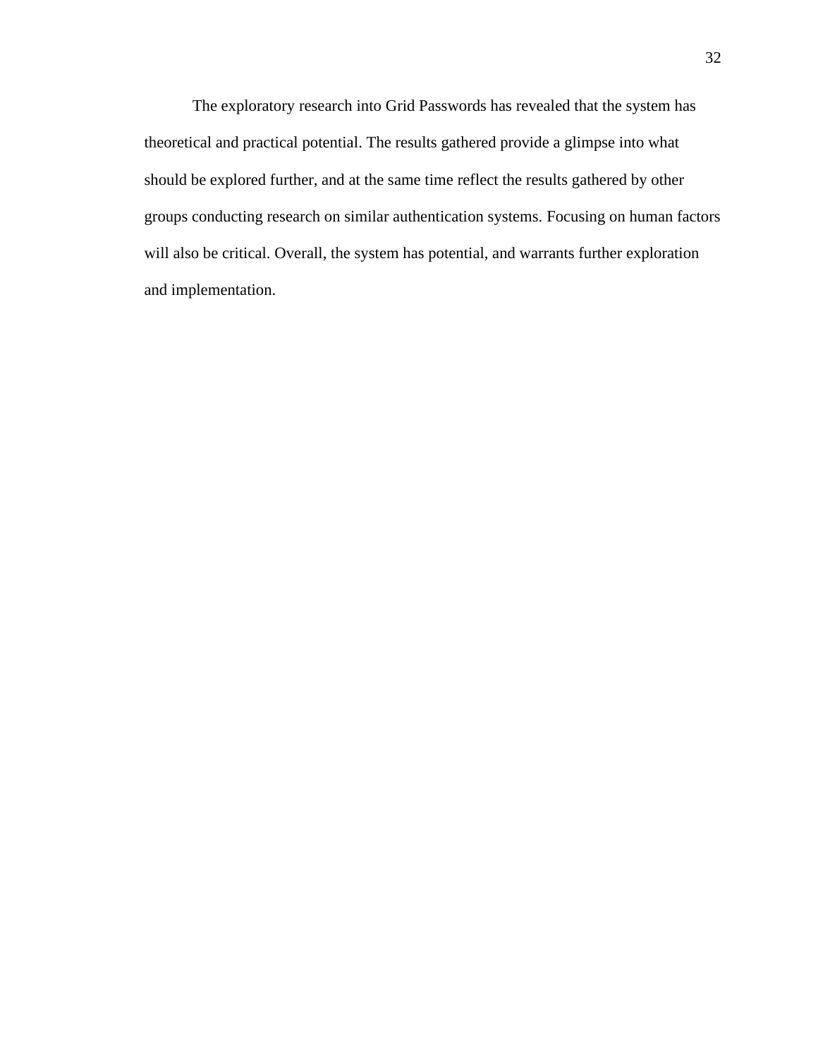The exploratory research into Grid Passwords has revealed that the system has theoretical and practical potential. The results gathered provide a glimpse into what should be explored further, and at the same time reflect the results gathered by other groups conducting research on similar authentication systems. Focusing on human factors will also be critical. Overall, the system has potential, and warrants further exploration and implementation.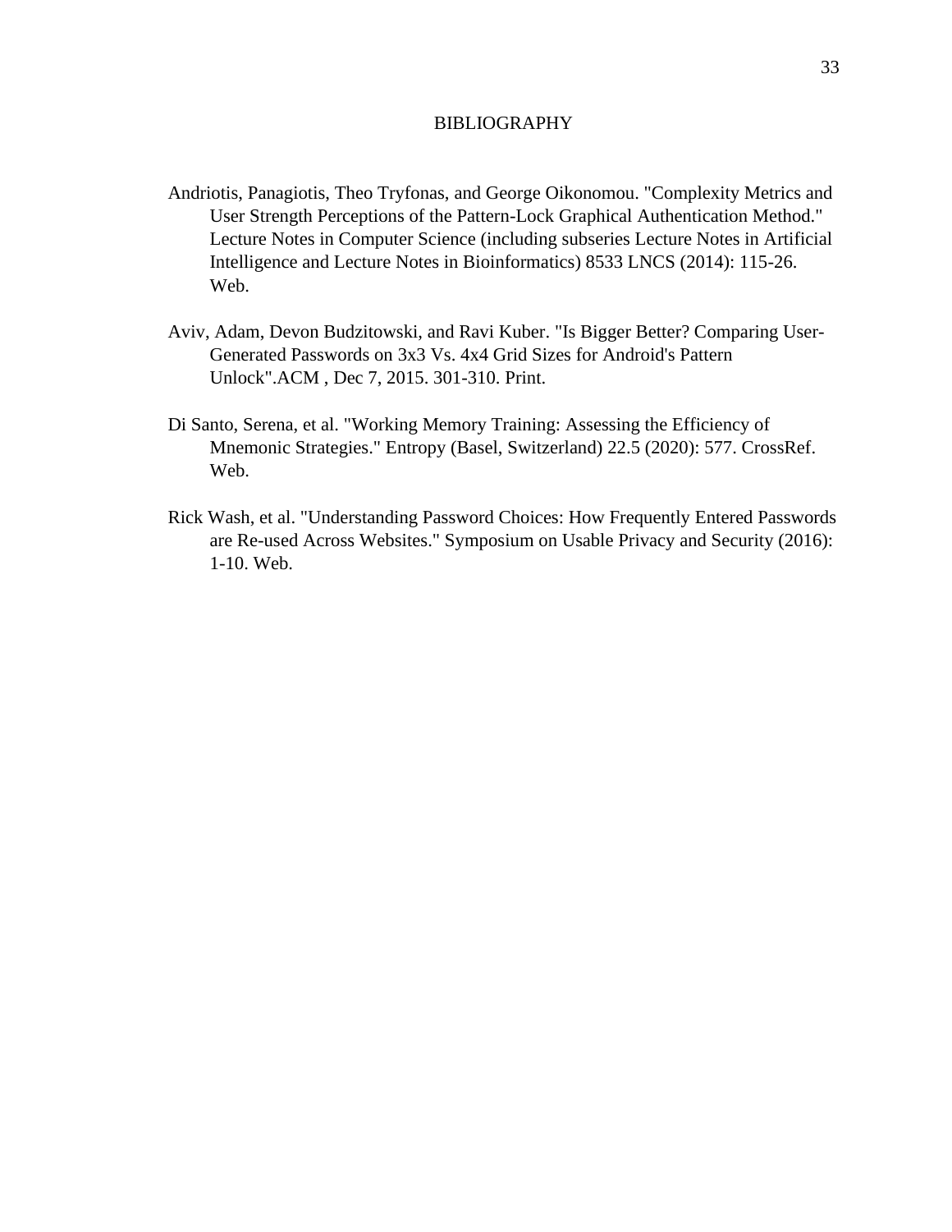# BIBLIOGRAPHY

Andriotis, Panagiotis, Theo Tryfonas, and George Oikonomou. "Complexity Metrics and User Strength Perceptions of the Pattern-Lock Graphical Authentication Method." Lecture Notes in Computer Science (including subseries Lecture Notes in Artificial Intelligence and Lecture Notes in Bioinformatics) 8533 LNCS (2014): 115-26. Web.

Aviv, Adam, Devon Budzitowski, and Ravi Kuber. "Is Bigger Better? Comparing User-Generated Passwords on 3x3 Vs. 4x4 Grid Sizes for Android's Pattern Unlock".ACM , Dec 7, 2015. 301-310. Print.

Di Santo, Serena, et al. "Working Memory Training: Assessing the Efficiency of Mnemonic Strategies." Entropy (Basel, Switzerland) 22.5 (2020): 577. CrossRef. Web.

Rick Wash, et al. "Understanding Password Choices: How Frequently Entered Passwords are Re-used Across Websites." Symposium on Usable Privacy and Security (2016): 1-10. Web.